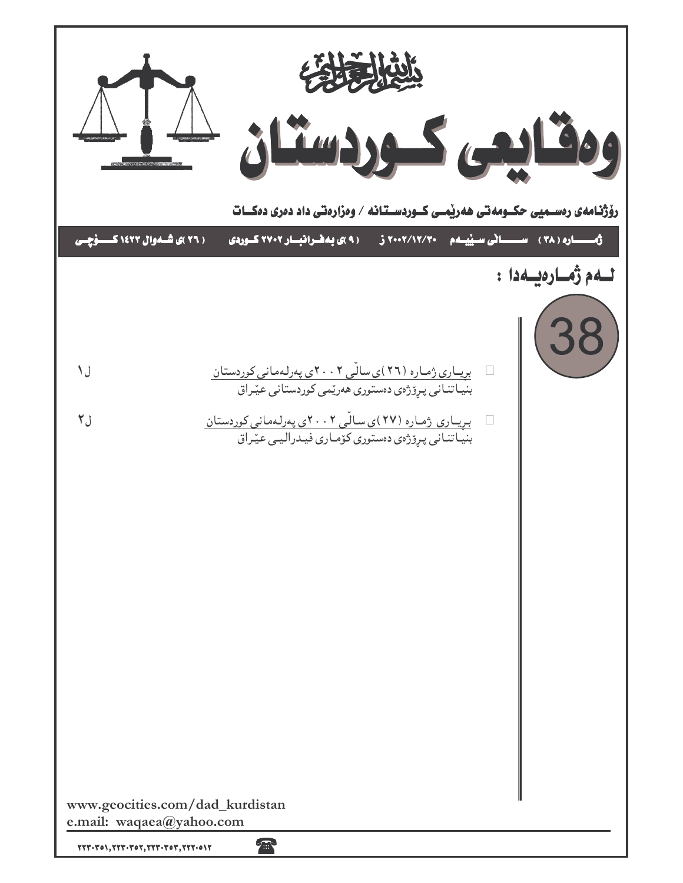بسم الله الرحمن الرحيم

# وەقایعی کوردستان

**ڕۆژنامەی ڕەسمیی حکومەتی هەرێمی کوردستانە / وەزارەتی داد دەری دەکات**

**ژمارە (٣٨) سالی سێیەم ٢٠٠٢/١٢/٣٠ ز (٩)ی بەفرانبار ٢٧٠٢ کوردی (٢٦)ی شەوال ١٤٢٣ کۆچی**

## لەم ژمارەیەدا :

38

- بڕیاری ژمارە (٢٦)ی ساڵی ٢٠٠٢ی پەرلەمانی کوردستان
  بنیاتنانی پڕۆژەی دەستوری هەرێمی کوردستانی عێراق — ل١

- بڕیاری ژمارە (٢٧)ی ساڵی ٢٠٠٢ی پەرلەمانی کوردستان
  بنیاتنانی پڕۆژەی دەستوری کۆماری فیدرالیی عێراق — ل٢

www.geocities.com/dad_kurdistan
e.mail: waqaea@yahoo.com

٢٢٣٠٣٥١,٢٢٣٠٣٥٢,٢٢٣٠٣٥٣,٢٢٢٠٥١٢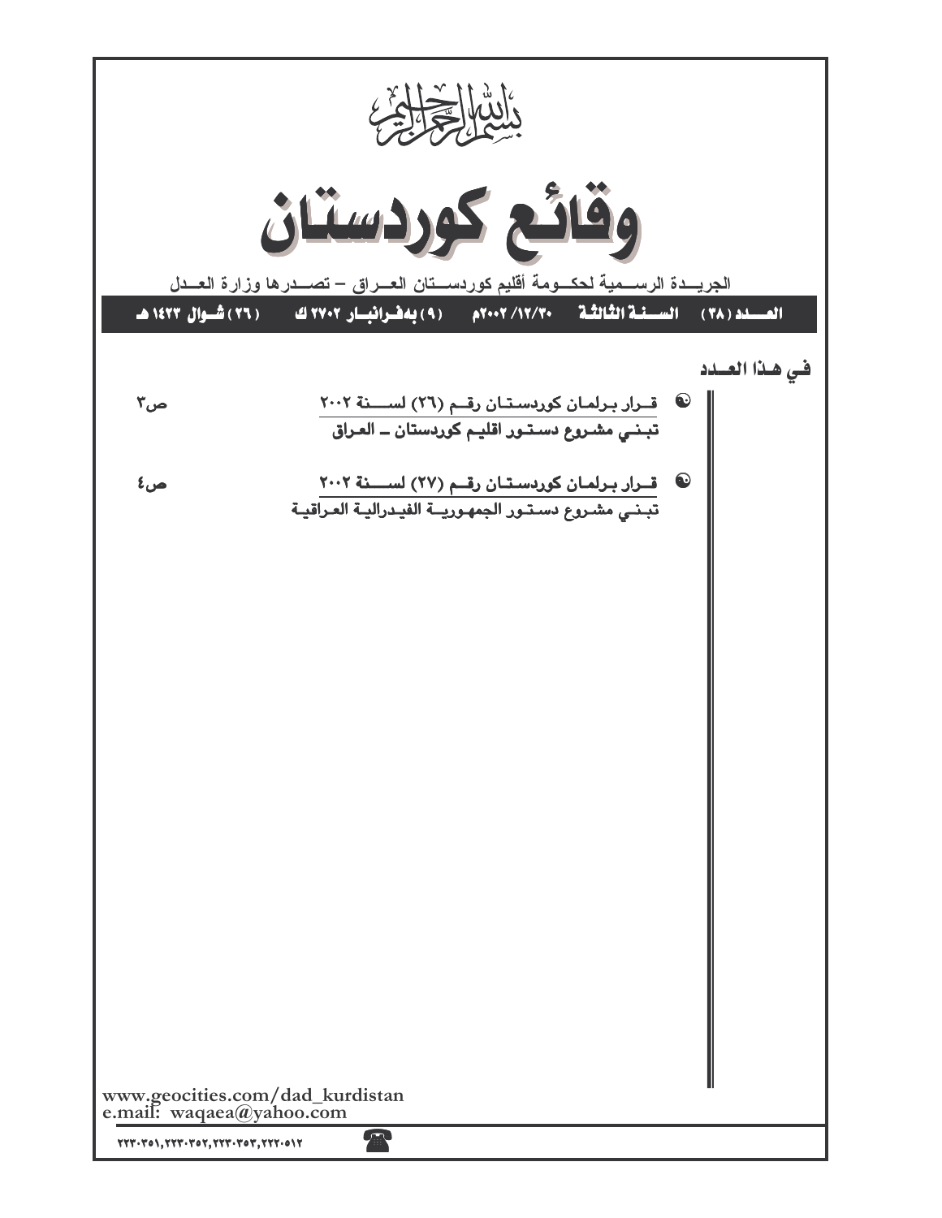بسم الله الرحمن الرحيم

# وقائع كوردستان

الجريـــدة الرســمية لحكـــومة أقليم كوردســـتان العـــراق – تصـــدرها وزارة العـــدل

**العـــدد (٣٨) السـنـة الثالثـة ٢٠٠٢/١٢/٣٠م (٩) بەفـرانبـار ٢٧٠٢ ك (٢٦) شـوال ١٤٢٣ هـ**

## فـي هـذا العـدد

- **قـرار بـرلمـان كوردسـتـان رقـم (٢٦) لســـنة ٢٠٠٢** — ص٣
  **تبـنـي مشـروع دسـتـور اقليـم كوردستان ــ العـراق**

- **قـرار بـرلمـان كوردسـتـان رقـم (٢٧) لســـنة ٢٠٠٢** — ص٤
  **تبـنـي مشـروع دسـتـور الجمهـوريـة الفيـدراليـة العـراقيـة**

www.geocities.com/dad_kurdistan
e.mail: waqaea@yahoo.com

٢٢٣٠٣٥١,٢٢٣٠٣٥٢,٢٢٣٠٣٥٣,٢٢٢٠٥١٢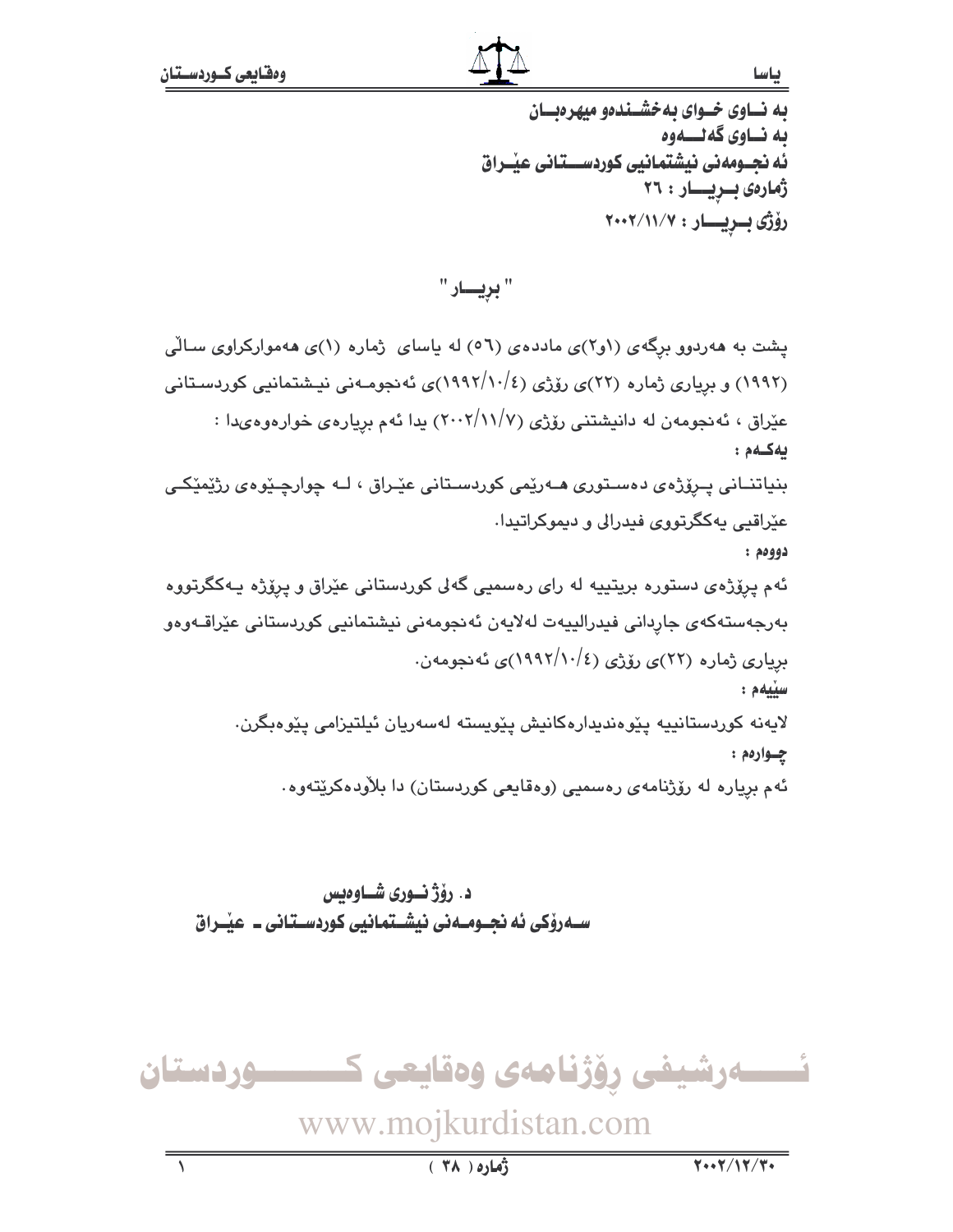بە نــاوی خــوای بەخشــندەو میهرەبــان
بە نــاوی گەلــــەوە
ئە نجــومەنی نیشتمانیی کوردســـتانی عێــراق
ژمارەی بــڕیـــار : ٢٦
ڕۆژی بــڕیـــار : ٢٠٠٢/١١/٧

## " بڕیـــار "

پشت بە هەردوو برگەی (١و٢)ی ماددەی (٥٦) لە یاسای ژمارە (١)ی هەموارکراوی ساڵی (١٩٩٢) و بڕیاری ژمارە (٢٢)ی ڕۆژی (١٩٩٢/١٠/٤)ی ئەنجومەنی نیشتمانیی کوردستانی عێراق ، ئەنجومەن لە دانیشتنی ڕۆژی (٢٠٠٢/١١/٧) یدا ئەم بڕیارەی خوارەوەی‌دا :

**یەکـەم :**

بنیاتنـانی پـڕۆژەی دەسـتوری هـەرێمی کوردسـتانی عێـراق ، لـە چوارچـێوەی ڕژێمێکـی عێراقیی یەکگرتووی فیدراڵی و دیموکراتیدا.

**دووەم :**

ئەم پڕۆژەی دستورە بریتییە لە رای ڕەسمیی گەلی کوردستانی عێراق و پڕۆژە یـەکگرتووە بەرجەستەکەی جاڕدانی فیدرالییەت لەلایەن ئەنجومەنی نیشتمانیی کوردستانی عێراقـەوەو بڕیاری ژمارە (٢٢)ی ڕۆژی (١٩٩٢/١٠/٤)ی ئەنجومەن.

**سێیەم :**

لایەنە کوردستانییە پێوەندیدارەکانیش پێویستە لەسەریان ئیلتیزامی پێوەبگرن.

**چـوارەم :**

ئەم بڕیارە لە ڕۆژنامەی ڕەسمیی (وەقایعی کوردستان) دا بلاْودەکرێتەوە.

**د. ڕۆژ نــوری شــاوەیس**
**ســەرۆکی ئە نجــومــەنی نیشــتمانیی کوردســتانی ـ عێــراق**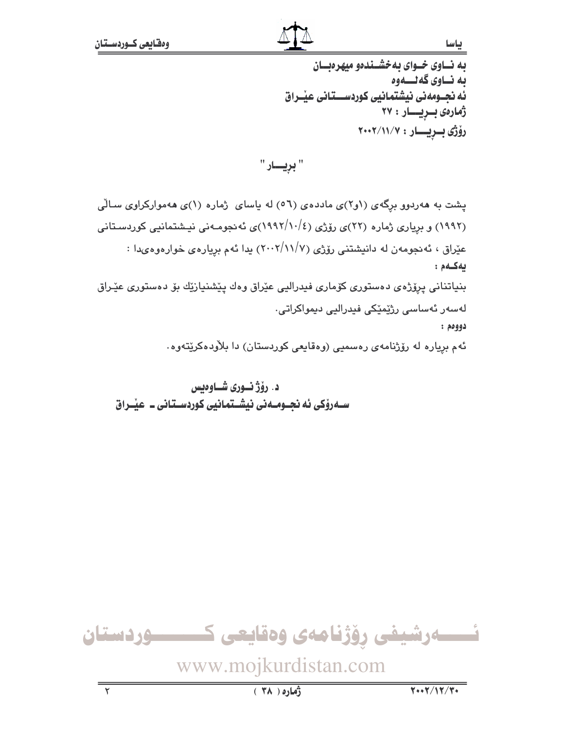بە نــاوی خــوای بەخشــندەو میهرەبــان

بە نــاوی گەلـــەوە

ئە نجــومەنی نیشتمانیی کوردســـتانی عێـراق

ژمارەی بــڕیـــار : ٢٧

ڕۆژی بــڕیـــار : ٢٠٠٢/١١/٧

## " بڕیـــار "

پشت بە هەردوو بڕگەی (١و٢)ی ماددەی (٥٦) لە یاسای ژمارە (١)ی هەموارکراوی ساڵی (١٩٩٢) و بڕیاری ژمارە (٢٢)ی ڕۆژی (١٩٩٢/١٠/٤)ی ئەنجومەنی نیشتمانیی کوردستانی عێراق ، ئەنجومەن لە دانیشتنی ڕۆژی (٢٠٠٢/١١/٧) یدا ئەم بڕیارەی خوارەوەیدا :

**یەکــەم :**

بنیاتنانی پڕۆژەی دەستوری کۆماری فیدراڵیی عێراق وەك پێشنیازێك بۆ دەستوری عێراق لەسەر ئەساسی ڕژێمێکی فیدراڵیی دیموکراتی.

**دووەم :**

ئەم بڕیارە لە ڕۆژنامەی ڕەسمیی (وەقایعی کوردستان) دا بڵاودەکرێتەوە.

**د. ڕۆژ نــوری شــاوەیس**

**ســەرۆکی ئە نجــومــەنی نیشــتمانیی کوردســتانی ـ عێــراق**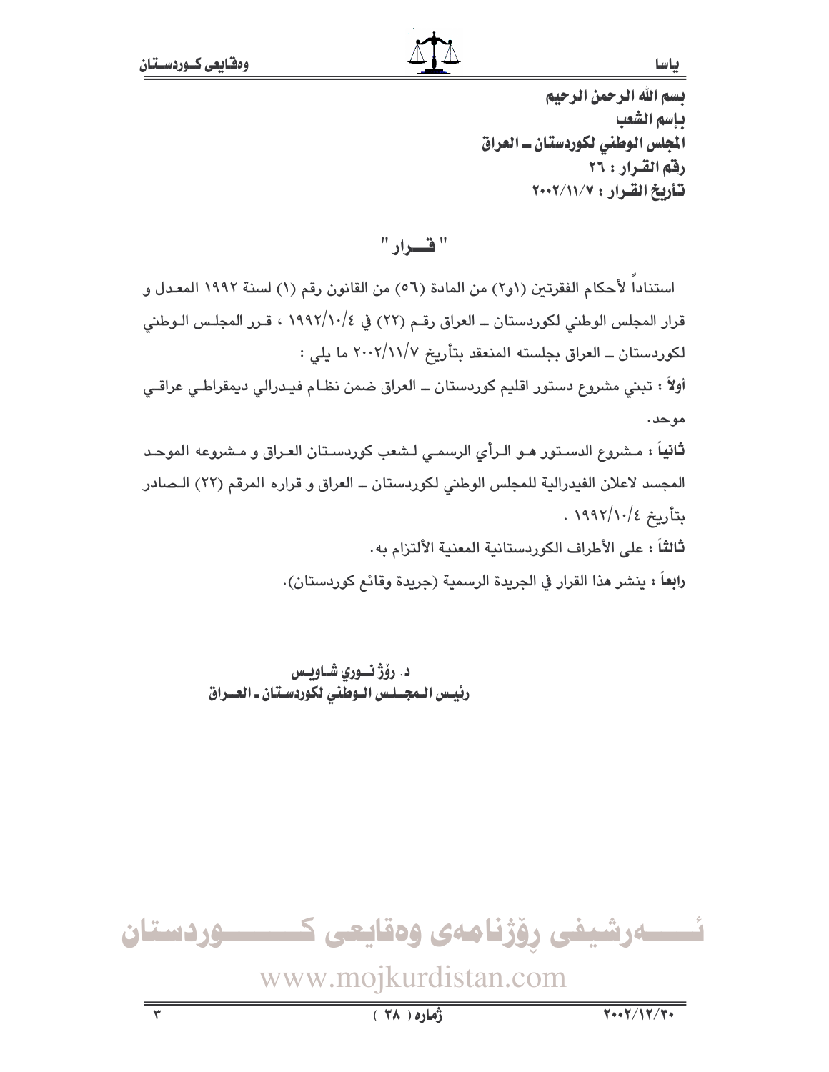بسم الله الرحمن الرحيم

باسم الشعب

المجلس الوطني لكوردستان ــ العراق

رقم القرار : ٢٦

تأريخ القرار : ٢٠٠٢/١١/٧

## " قــــرار "

استناداً لأحكام الفقرتين (١و٢) من المادة (٥٦) من القانون رقم (١) لسنة ١٩٩٢ المعدل و قرار المجلس الوطني لكوردستان ــ العراق رقم (٢٢) في ١٩٩٢/١٠/٤ ، قرر المجلس الوطني لكوردستان ــ العراق بجلسته المنعقد بتأريخ ٢٠٠٢/١١/٧ ما يلي :

**أولاً** : تبني مشروع دستور اقليم كوردستان ــ العراق ضمن نظام فيدرالي ديمقراطي عراقي موحد.

**ثانياً** : مشروع الدستور هو الرأي الرسمي لشعب كوردستان العراق و مشروعه الموحد المجسد لاعلان الفيدرالية للمجلس الوطني لكوردستان ــ العراق و قراره المرقم (٢٢) الصادر بتأريخ ١٩٩٢/١٠/٤ .

**ثالثاً** : على الأطراف الكوردستانية المعنية الألتزام به.

**رابعاً** : ينشر هذا القرار في الجريدة الرسمية (جريدة وقائع كوردستان).

**د. رۆژ نــوري شـاويـس**

**رئيـس الـمجـلـس الـوطني لكوردسـتان ـ العــراق**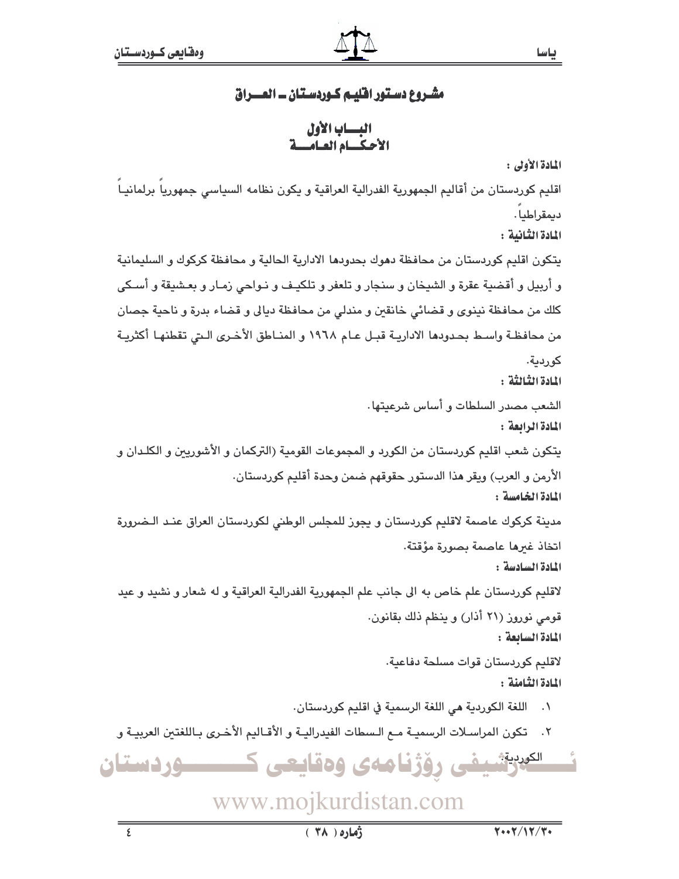# مشـروع دسـتور اقليـم كـوردسـتان ـ العــراق

## البـــاب الأول
## الأحكـــام العـامـــة

**المادة الأولى :**

اقليم كوردستان من أقاليم الجمهورية الفدرالية العراقية و يكون نظامه السياسي جمهورياً برلمانيـاً ديمقراطياً.

**المادة الثانية :**

يتكون اقليم كوردستان من محافظة دهوك بحدودها الادارية الحالية و محافظة كركوك و السليمانية و أربيل و أقضية عقرة و الشيخان و سنجار و تلعفر و تلكيـف و نـواحي زمـار و بعـشيقة و أسـكى كلك من محافظة نينوى و قضائي خانقين و مندلي من محافظة ديالى و قضاء بدرة و ناحية جصان من محافظـة واسـط بحـدودها الاداريـة قبـل عـام ١٩٦٨ و المنـاطق الأخـرى الـتي تقطنهـا أكثريـة كوردية.

**المادة الثالثة :**

الشعب مصدر السلطات و أساس شرعيتها.

**المادة الرابعة :**

يتكون شعب اقليم كوردستان من الكورد و المجموعات القومية (التركمان و الأشوريين و الكلـدان و الأرمن و العرب) ويقر هذا الدستور حقوقهم ضمن وحدة أقليم كوردستان.

**المادة الخامسة :**

مدينة كركوك عاصمة لاقليم كوردستان و يجوز للمجلس الوطني لكوردستان العراق عنـد الـضرورة اتخاذ غيرها عاصمة بصورة مؤقتة.

**المادة السادسة :**

لاقليم كوردستان علم خاص به الى جانب علم الجمهورية الفدرالية العراقية و له شعار و نشيد و عيد قومي نوروز (٢١ أذار) و ينظم ذلك بقانون.

**المادة السابعة :**

لاقليم كوردستان قوات مسلحة دفاعية.

**المادة الثامنة :**

١. اللغة الكوردية هي اللغة الرسمية في اقليم كوردستان.
٢. تكون المراسـلات الرسميـة مـع الـسطات الفيدراليـة و الأقـاليم الأخـرى بـاللغتين العربيـة و الكوردية.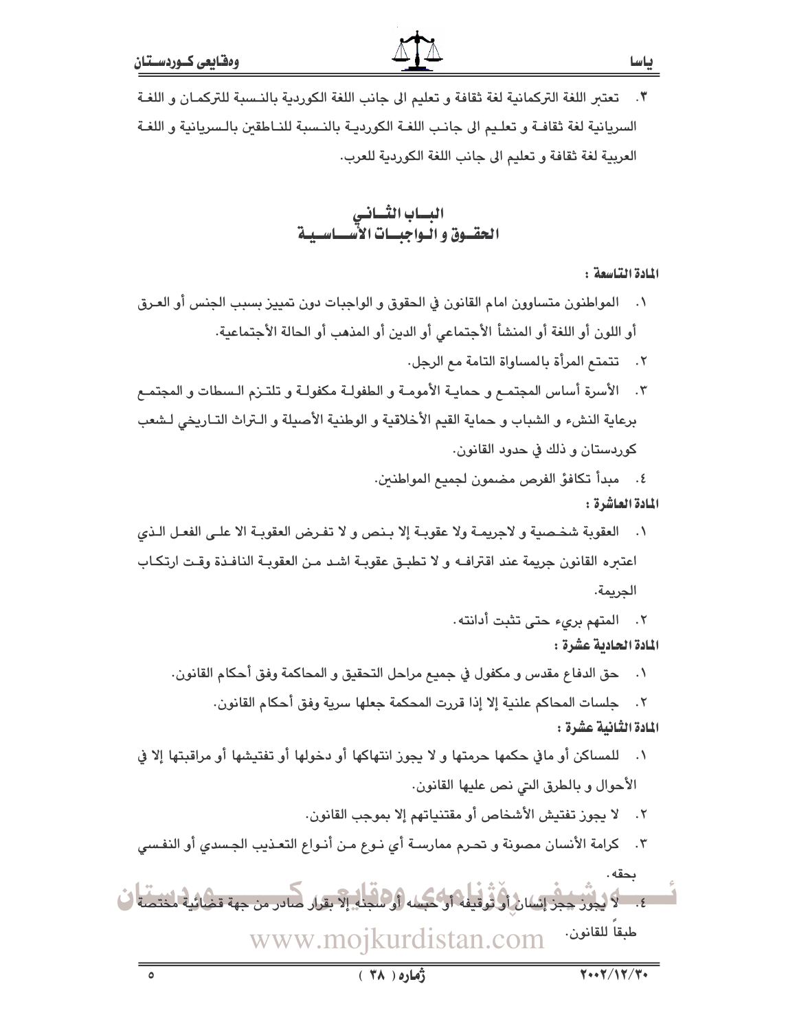٣. تعتبر اللغة التركمانية لغة ثقافة و تعليم الى جانب اللغة الكوردية بالنسبة للتركمان و اللغة السريانية لغة ثقافة و تعليم الى جانب اللغة الكوردية بالنسبة للناطقين بالسريانية و اللغة العربية لغة ثقافة و تعليم الى جانب اللغة الكوردية للعرب.

## الباب الثاني
## الحقوق و الواجبات الأساسية

**المادة التاسعة :**

١. المواطنون متساوون امام القانون في الحقوق و الواجبات دون تمييز بسبب الجنس أو العرق أو اللون أو اللغة أو المنشأ الأجتماعي أو الدين أو المذهب أو الحالة الأجتماعية.

٢. تتمتع المرأة بالمساواة التامة مع الرجل.

٣. الأسرة أساس المجتمع و حماية الأمومة و الطفولة مكفولة و تلتزم السطات و المجتمع برعاية النشء و الشباب و حماية القيم الأخلاقية و الوطنية الأصيلة و التراث التاريخي لشعب كوردستان و ذلك في حدود القانون.

٤. مبدأ تكافؤ الفرص مضمون لجميع المواطنين.

**المادة العاشرة :**

١. العقوبة شخصية و لاجريمة ولا عقوبة إلا بنص و لا تفرض العقوبة الا على الفعل الذي اعتبره القانون جريمة عند اقترافه و لا تطبق عقوبة اشد من العقوبة النافذة وقت ارتكاب الجريمة.

٢. المتهم بريء حتى تثبت أدانته.

**المادة الحادية عشرة :**

١. حق الدفاع مقدس و مكفول في جميع مراحل التحقيق و المحاكمة وفق أحكام القانون.

٢. جلسات المحاكم علنية إلا إذا قررت المحكمة جعلها سرية وفق أحكام القانون.

**المادة الثانية عشرة :**

١. للمساكن أو مافي حكمها حرمتها و لا يجوز انتهاكها أو دخولها أو تفتيشها أو مراقبتها إلا في الأحوال و بالطرق التي نص عليها القانون.

٢. لا يجوز تفتيش الأشخاص أو مقتنياتهم إلا بموجب القانون.

٣. كرامة الأنسان مصونة و تحرم ممارسة أي نوع من أنواع التعذيب الجسدي أو النفسي بحقه.

٤. لا يجوز حجز إنسان أو توقيفه أو حبسه أو سجنه إلا بقرار صادر من جهة قضائية مختصة طبقاً للقانون.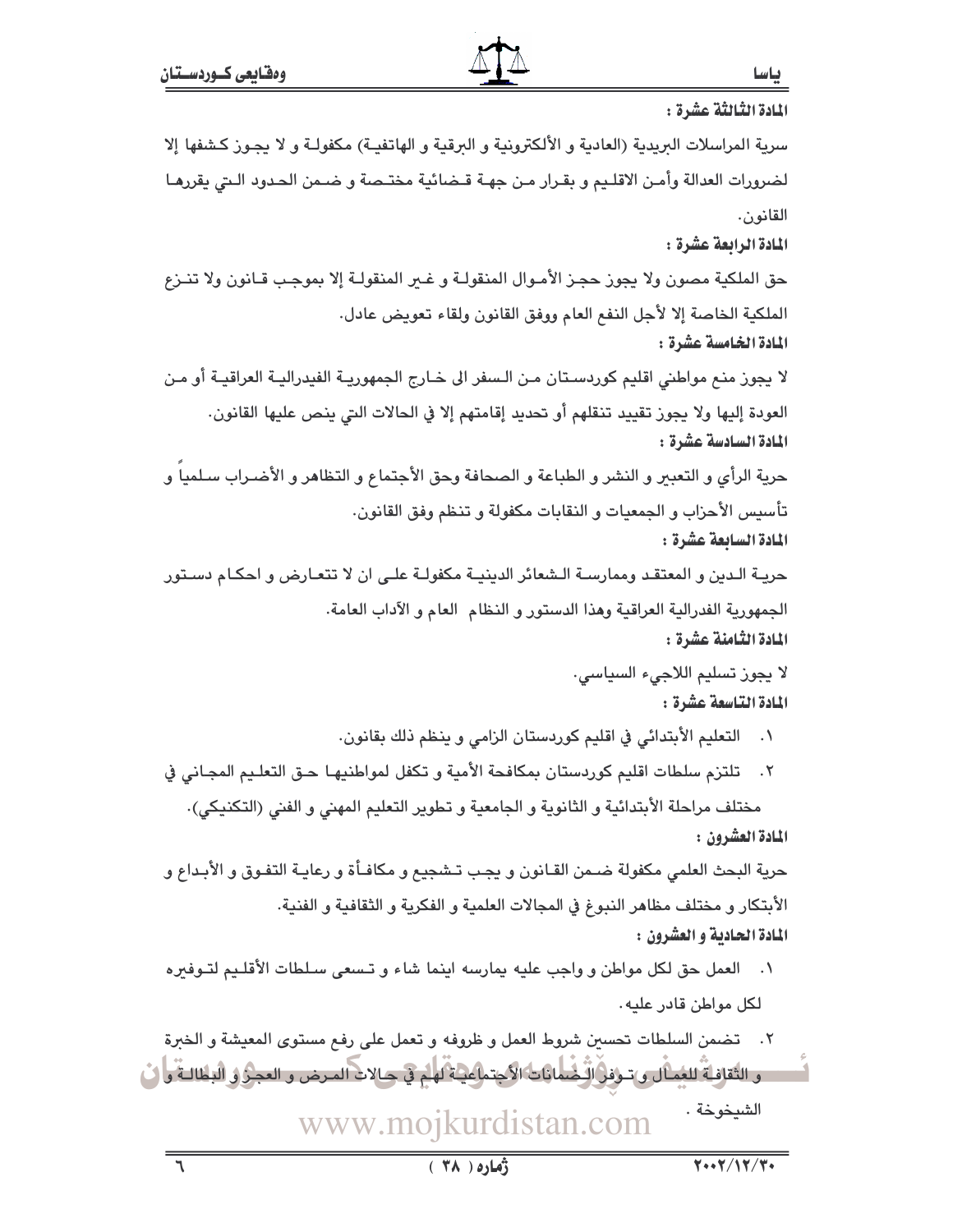**المادة الثالثة عشرة :**

سرية المراسلات البريدية (العادية و الألكترونية و البرقية و الهاتفية) مكفولة و لا يجوز كشفها إلا لضرورات العدالة وأمن الاقليم و بقرار من جهة قضائية مختصة و ضمن الحدود التي يقررها القانون.

**المادة الرابعة عشرة :**

حق الملكية مصون ولا يجوز حجز الأموال المنقولة و غير المنقولة إلا بموجب قانون ولا تنزع الملكية الخاصة إلا لأجل النفع العام ووفق القانون ولقاء تعويض عادل.

**المادة الخامسة عشرة :**

لا يجوز منع مواطني اقليم كوردستان من السفر الى خارج الجمهورية الفيدرالية العراقية أو من العودة إليها ولا يجوز تقييد تنقلهم أو تحديد إقامتهم إلا في الحالات التي ينص عليها القانون.

**المادة السادسة عشرة :**

حرية الرأي و التعبير و النشر و الطباعة و الصحافة وحق الأجتماع و التظاهر و الأضراب سلمياً و تأسيس الأحزاب و الجمعيات و النقابات مكفولة و تنظم وفق القانون.

**المادة السابعة عشرة :**

حرية الدين و المعتقد وممارسة الشعائر الدينية مكفولة على ان لا تتعارض و احكام دستور الجمهورية الفدرالية العراقية وهذا الدستور و النظام العام و الآداب العامة.

**المادة الثامنة عشرة :**

لا يجوز تسليم اللاجيء السياسي.

**المادة التاسعة عشرة :**

١. التعليم الأبتدائي في اقليم كوردستان الزامي و ينظم ذلك بقانون.
٢. تلتزم سلطات اقليم كوردستان بمكافحة الأمية و تكفل لمواطنيها حق التعليم المجاني في مختلف مراحلة الأبتدائية و الثانوية و الجامعية و تطوير التعليم المهني و الفني (التكنيكي).

**المادة العشرون :**

حرية البحث العلمي مكفولة ضمن القانون و يجب تشجيع و مكافأة و رعاية التفوق و الأبداع و الأبتكار و مختلف مظاهر النبوغ في المجالات العلمية و الفكرية و الثقافية و الفنية.

**المادة الحادية و العشرون :**

١. العمل حق لكل مواطن و واجب عليه يمارسه اينما شاء و تسعى سلطات الأقليم لتوفيره لكل مواطن قادر عليه.
٢. تضمن السلطات تحسين شروط العمل و ظروفه و تعمل على رفع مستوى المعيشة و الخبرة و الثقافة للعمال و توفر الضمانات الأجتماعية لهم في حالات المرض و العجز و البطالة و الشيخوخة .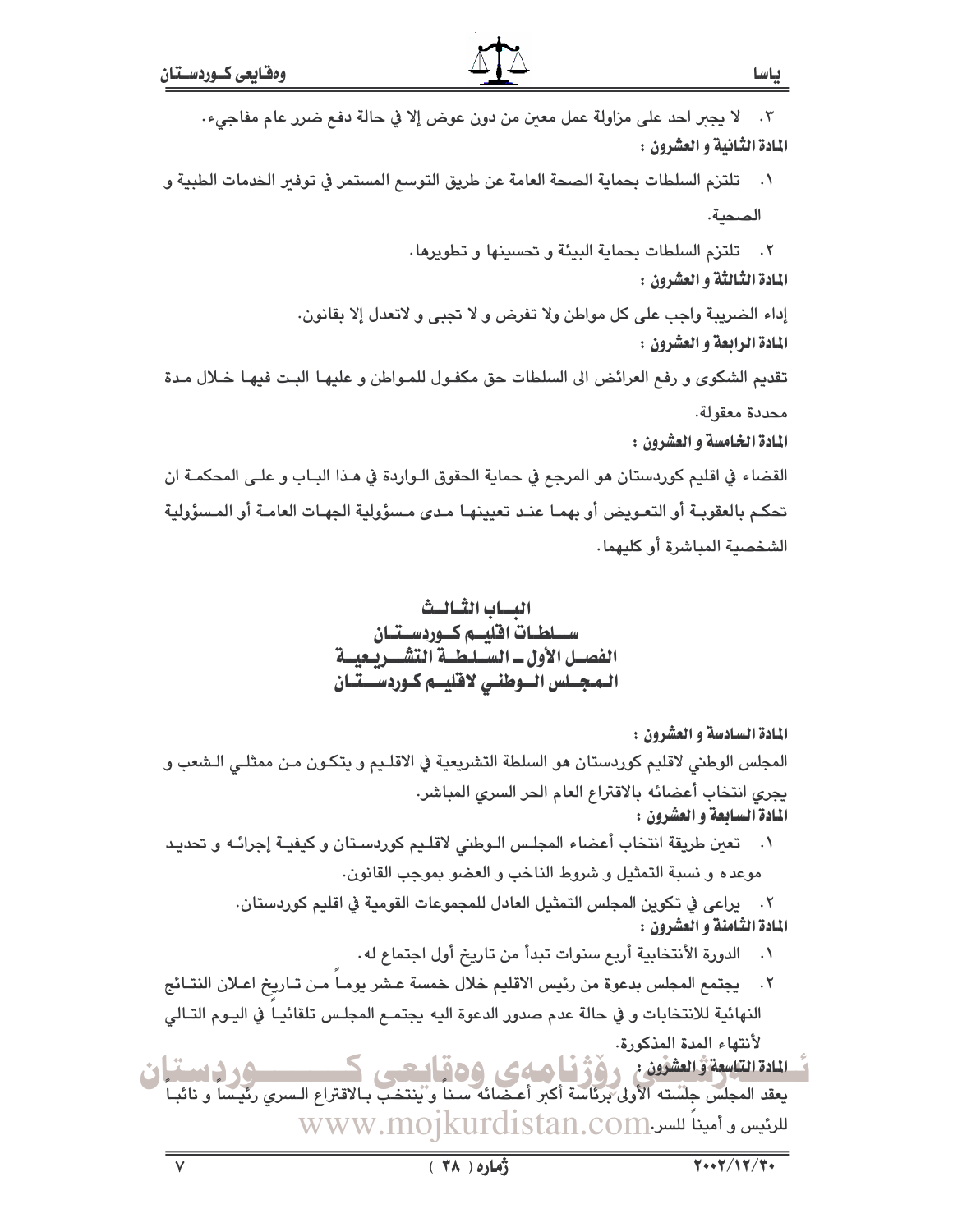٣. لا يجبر احد على مزاولة عمل معين من دون عوض إلا في حالة دفع ضرر عام مفاجيء.

**المادة الثانية و العشرون :**

١. تلتزم السلطات بحماية الصحة العامة عن طريق التوسع المستمر في توفير الخدمات الطبية و الصحية.

٢. تلتزم السلطات بحماية البيئة و تحسينها و تطويرها.

**المادة الثالثة و العشرون :**

إداء الضريبة واجب على كل مواطن ولا تفرض و لا تجبى و لاتعدل إلا بقانون.

**المادة الرابعة و العشرون :**

تقديم الشكوى و رفع العرائض الى السلطات حق مكفول للمواطن و عليها البت فيها خلال مدة محددة معقولة.

**المادة الخامسة و العشرون :**

القضاء في اقليم كوردستان هو المرجع في حماية الحقوق الواردة في هذا الباب و على المحكمة ان تحكم بالعقوبة أو التعويض أو بهما عند تعيينها مدى مسؤولية الجهات العامة أو المسؤولية الشخصية المباشرة أو كليهما.

# الباب الثالث
# سلطات اقليم كوردستان
## الفصل الأول ـ السلطة التشريعية
## المجلس الوطني لاقليم كوردستان

**المادة السادسة و العشرون :**

المجلس الوطني لاقليم كوردستان هو السلطة التشريعية في الاقليم و يتكون من ممثلي الشعب و يجري انتخاب أعضائه بالاقتراع العام الحر السري المباشر.

**المادة السابعة و العشرون :**

١. تعين طريقة انتخاب أعضاء المجلس الوطني لاقليم كوردستان و كيفية إجرائه و تحديد موعده و نسبة التمثيل و شروط الناخب و العضو بموجب القانون.

٢. يراعى في تكوين المجلس التمثيل العادل للمجموعات القومية في اقليم كوردستان.

**المادة الثامنة و العشرون :**

١. الدورة الأنتخابية أربع سنوات تبدأ من تاريخ أول اجتماع له.

٢. يجتمع المجلس بدعوة من رئيس الاقليم خلال خمسة عشر يوماً من تاريخ اعلان النتائج النهائية للانتخابات و في حالة عدم صدور الدعوة اليه يجتمع المجلس تلقائياً في اليوم التالي لأنتهاء المدة المذكورة.

**المادة التاسعة و العشرون :**

يعقد المجلس جلسته الأولى برئاسة أكبر أعضائه سناً و ينتخب بالاقتراع السري رئيساً و نائباً للرئيس و أميناً للسر.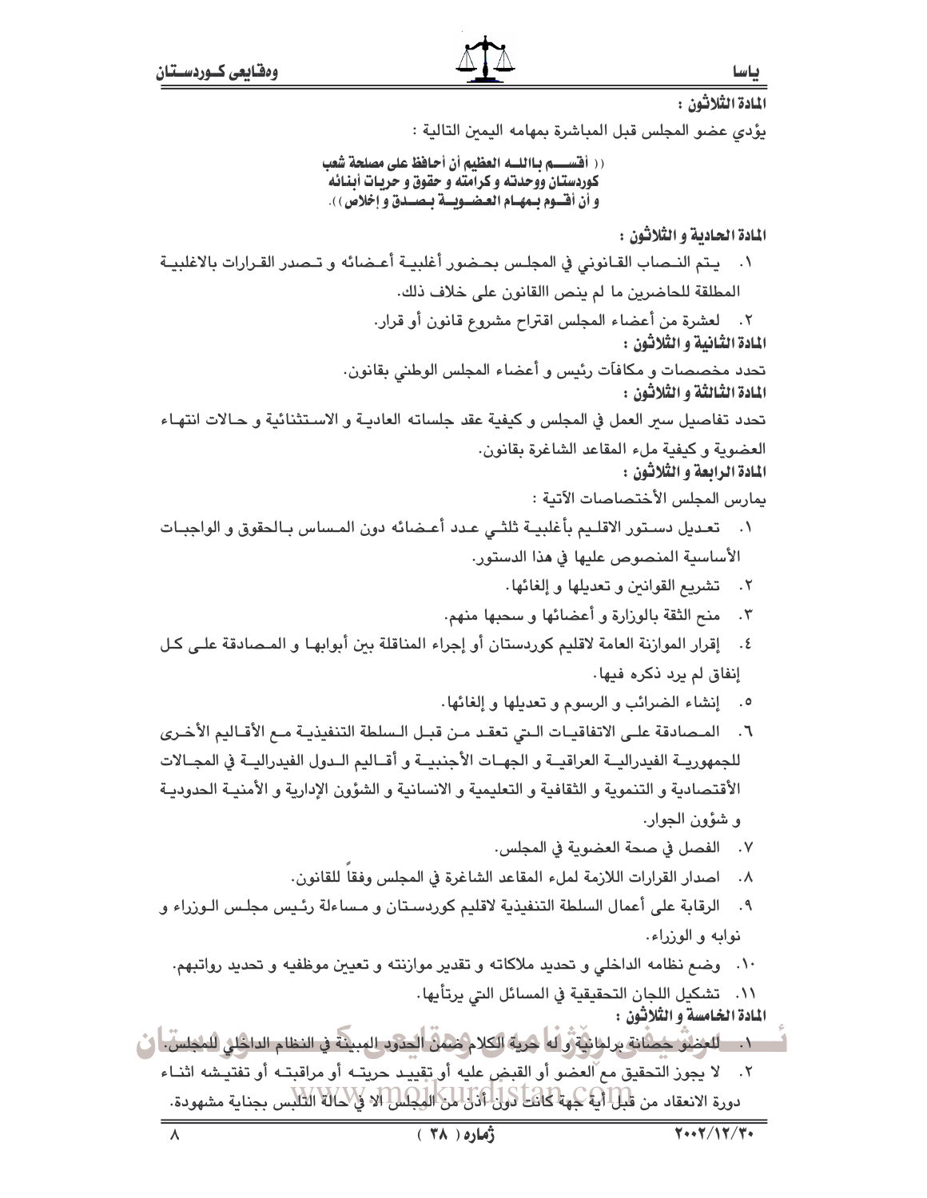**المادة الثلاثون :**

يؤدي عضو المجلس قبل المباشرة بمهامه اليمين التالية :

**(( أقسم بالله العظيم أن أحافظ على مصلحة شعب كوردستان ووحدته و كرامته و حقوق و حريات أبنائه و أن أقوم بمهام العضوية بصدق و إخلاص )).**

**المادة الحادية و الثلاثون :**

١. يتم النصاب القانوني في المجلس بحضور أغلبية أعضائه و تصدر القرارات بالاغلبية المطلقة للحاضرين ما لم ينص االقانون على خلاف ذلك.

٢. لعشرة من أعضاء المجلس اقتراح مشروع قانون أو قرار.

**المادة الثانية و الثلاثون :**

تحدد مخصصات و مكافآت رئيس و أعضاء المجلس الوطني بقانون.

**المادة الثالثة و الثلاثون :**

تحدد تفاصيل سير العمل في المجلس و كيفية عقد جلساته العادية و الاستثنائية و حالات انتهاء العضوية و كيفية ملء المقاعد الشاغرة بقانون.

**المادة الرابعة و الثلاثون :**

يمارس المجلس الأختصاصات الآتية :

١. تعديل دستور الاقليم بأغلبية ثلثي عدد أعضائه دون المساس بالحقوق و الواجبات الأساسية المنصوص عليها في هذا الدستور.

٢. تشريع القوانين و تعديلها و إلغائها.

٣. منح الثقة بالوزارة و أعضائها و سحبها منهم.

٤. إقرار الموازنة العامة لاقليم كوردستان أو إجراء المناقلة بين أبوابها و المصادقة على كل إنفاق لم يرد ذكره فيها.

٥. إنشاء الضرائب و الرسوم و تعديلها و إلغائها.

٦. المصادقة على الاتفاقيات التي تعقد من قبل السلطة التنفيذية مع الأقاليم الأخرى للجمهورية الفيدرالية العراقية و الجهات الأجنبية و أقاليم الدول الفيدرالية في المجالات الأقتصادية و التنموية و الثقافية و التعليمية و الانسانية و الشؤون الإدارية و الأمنية الحدودية و شؤون الجوار.

٧. الفصل في صحة العضوية في المجلس.

٨. اصدار القرارات اللازمة لملء المقاعد الشاغرة في المجلس وفقاً للقانون.

٩. الرقابة على أعمال السلطة التنفيذية لاقليم كوردستان و مساءلة رئيس مجلس الوزراء و نوابه و الوزراء.

١٠. وضع نظامه الداخلي و تحديد ملاكاته و تقدير موازنته و تعيين موظفيه و تحديد رواتبهم.

١١. تشكيل اللجان التحقيقية في المسائل التي يرتأيها.

**المادة الخامسة و الثلاثون :**

١. للعضو حصانة برلمانية و له حرية الكلام ضمن الحدود المبينة في النظام الداخلي للمجلس.

٢. لا يجوز التحقيق مع العضو أو القبض عليه أو تقييد حريته أو مراقبته أو تفتيشه اثناء دورة الانعقاد من قبل أية جهة كانت دون أذن من المجلس الا في حالة التلبس بجناية مشهودة.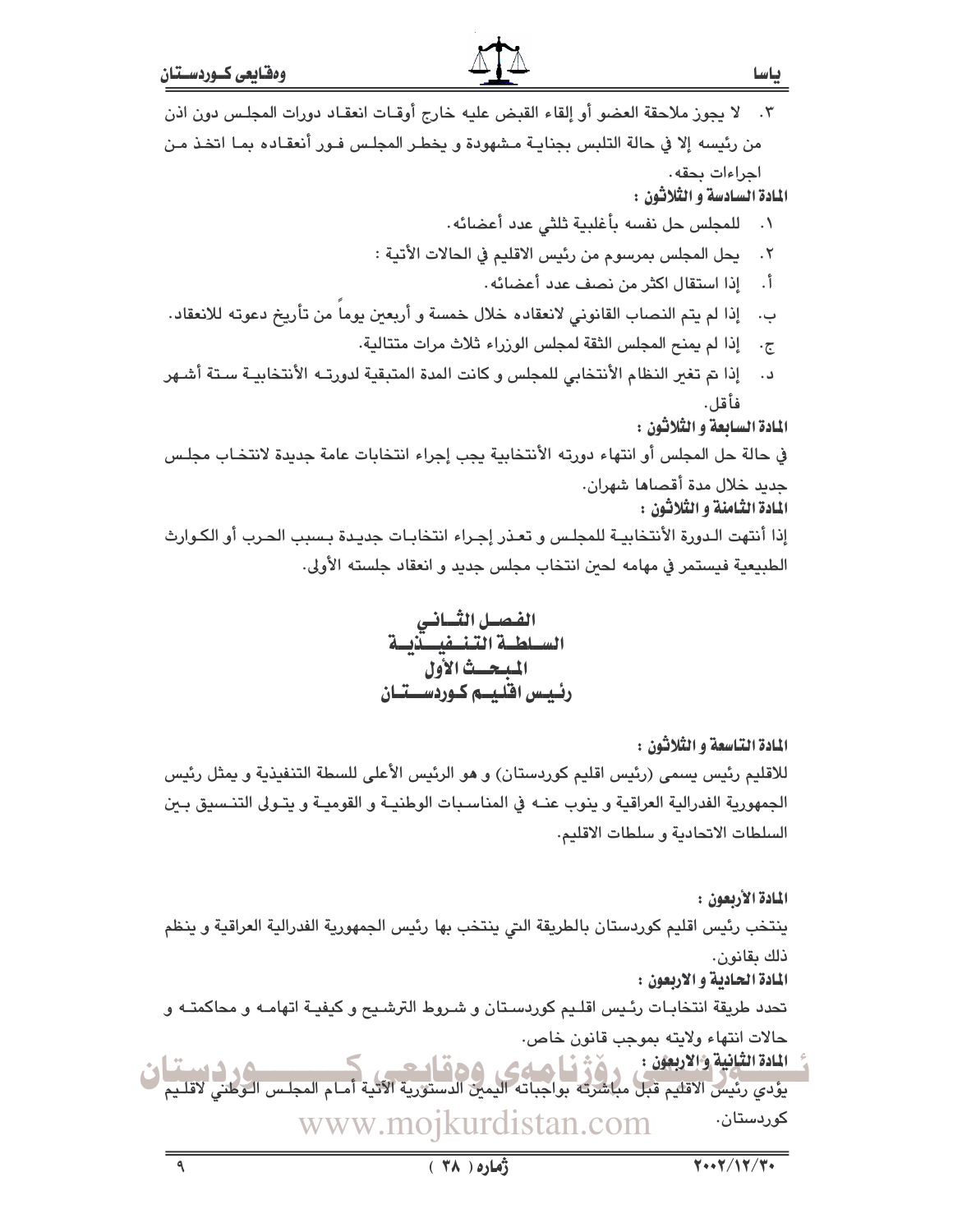٣. لا يجوز ملاحقة العضو أو إلقاء القبض عليه خارج أوقات انعقاد دورات المجلس دون اذن من رئيسه إلا في حالة التلبس بجناية مشهودة و يخطر المجلس فور أنعقاده بما اتخذ من اجراءات بحقه.

**المادة السادسة و الثلاثون :**

١. للمجلس حل نفسه بأغلبية ثلثي عدد أعضائه.

٢. يحل المجلس بمرسوم من رئيس الاقليم في الحالات الأتية :

أ. إذا استقال اكثر من نصف عدد أعضائه.

ب. إذا لم يتم النصاب القانوني لانعقاده خلال خمسة و أربعين يوماً من تأريخ دعوته للانعقاد.

ج. إذا لم يمنح المجلس الثقة لمجلس الوزراء ثلاث مرات متتالية.

د. إذا تم تغير النظام الأنتخابي للمجلس و كانت المدة المتبقية لدورته الأنتخابية ستة أشهر فأقل.

**المادة السابعة و الثلاثون :**

في حالة حل المجلس أو انتهاء دورته الأنتخابية يجب إجراء انتخابات عامة جديدة لانتخاب مجلس جديد خلال مدة أقصاها شهران.

**المادة الثامنة و الثلاثون :**

إذا أنتهت الدورة الأنتخابية للمجلس و تعذر إجراء انتخابات جديدة بسبب الحرب أو الكوارث الطبيعية فيستمر في مهامه لحين انتخاب مجلس جديد و انعقاد جلسته الأولى.

## الفصل الثاني
## السلطة التنفيذية
### المبحث الأول
### رئيس اقليم كوردستان

**المادة التاسعة و الثلاثون :**

للاقليم رئيس يسمى (رئيس اقليم كوردستان) و هو الرئيس الأعلى للسلطة التنفيذية و يمثل رئيس الجمهورية الفدرالية العراقية و ينوب عنه في المناسبات الوطنية و القومية و يتولى التنسيق بين السلطات الاتحادية و سلطات الاقليم.

**المادة الأربعون :**

ينتخب رئيس اقليم كوردستان بالطريقة التي ينتخب بها رئيس الجمهورية الفدرالية العراقية و ينظم ذلك بقانون.

**المادة الحادية و الاربعون :**

تحدد طريقة انتخابات رئيس اقليم كوردستان و شروط الترشيح و كيفية اتهامه و محاكمته و حالات انتهاء ولايته بموجب قانون خاص.

**المادة الثانية و الاربعون :**

يؤدي رئيس الاقليم قبل مباشرته بواجباته اليمين الدستورية الآتية أمام المجلس الوطني لاقليم كوردستان.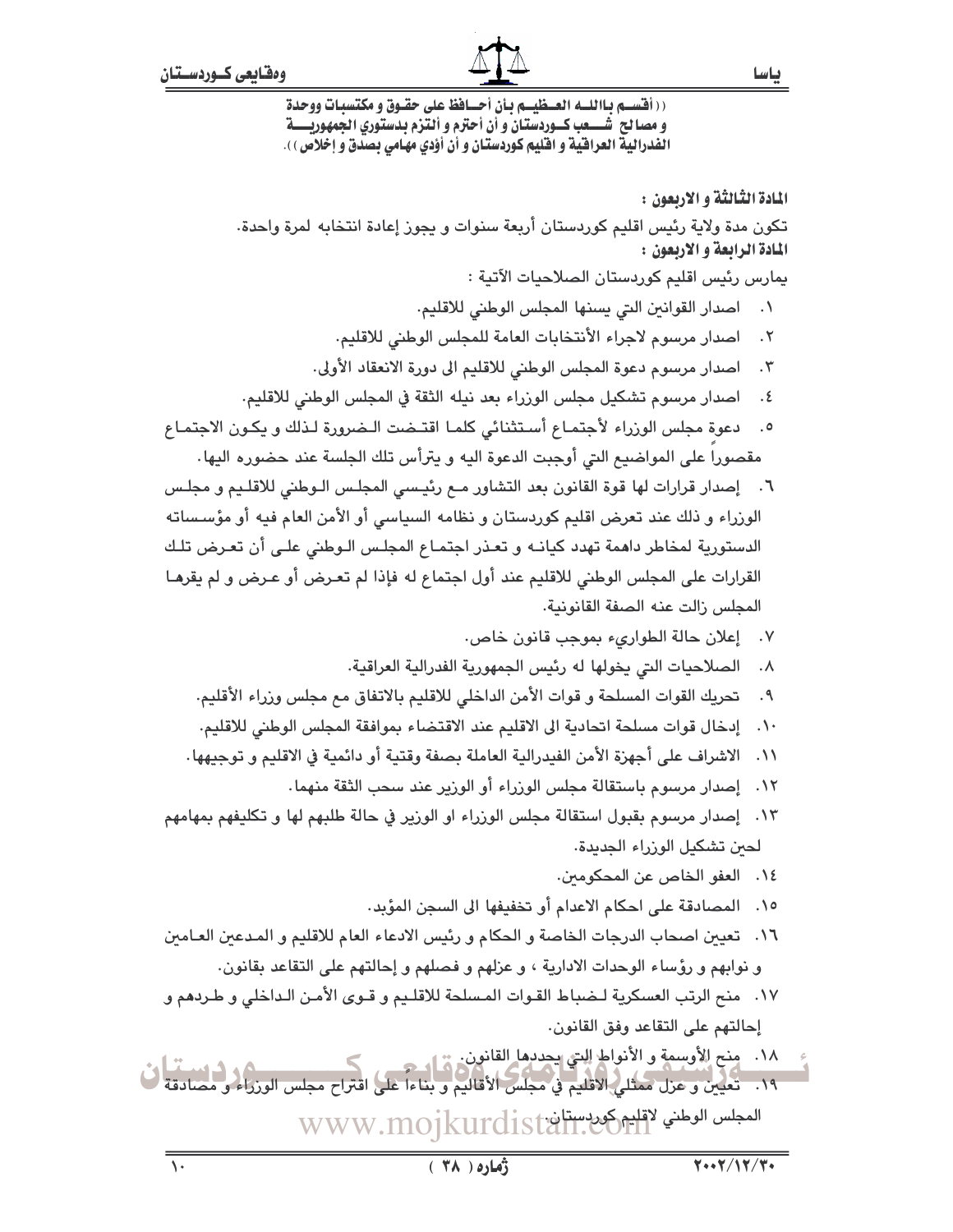((أقسم بالله العظيم بأن أحافظ على حقوق و مكتسبات ووحدة و مصالح شعب كوردستان و أن أحترم و ألتزم بدستوري الجمهورية الفدرالية العراقية و اقليم كوردستان و أن أؤدي مهامي بصدق و إخلاص)).

**المادة الثالثة و الاربعون :**

تكون مدة ولاية رئيس اقليم كوردستان أربعة سنوات و يجوز إعادة انتخابه لمرة واحدة.

**المادة الرابعة و الاربعون :**

يمارس رئيس اقليم كوردستان الصلاحيات الآتية :

١. اصدار القوانين التي يسنها المجلس الوطني للاقليم.
٢. اصدار مرسوم لاجراء الأنتخابات العامة للمجلس الوطني للاقليم.
٣. اصدار مرسوم دعوة المجلس الوطني للاقليم الى دورة الانعقاد الأولى.
٤. اصدار مرسوم تشكيل مجلس الوزراء بعد نيله الثقة في المجلس الوطني للاقليم.
٥. دعوة مجلس الوزراء لأجتماع أستثنائي كلما اقتضت الضرورة لذلك و يكون الاجتماع مقصوراً على المواضيع التي أوجبت الدعوة اليه و يترأس تلك الجلسة عند حضوره اليها.
٦. إصدار قرارات لها قوة القانون بعد التشاور مع رئيسي المجلس الوطني للاقليم و مجلس الوزراء و ذلك عند تعرض اقليم كوردستان و نظامه السياسي أو الأمن العام فيه أو مؤسساته الدستورية لمخاطر داهمة تهدد كيانه و تعذر اجتماع المجلس الوطني على أن تعرض تلك القرارات على المجلس الوطني للاقليم عند أول اجتماع له فإذا لم تعرض أو عرض و لم يقرها المجلس زالت عنه الصفة القانونية.
٧. إعلان حالة الطوارىء بموجب قانون خاص.
٨. الصلاحيات التي يخولها له رئيس الجمهورية الفدرالية العراقية.
٩. تحريك القوات المسلحة و قوات الأمن الداخلي للاقليم بالاتفاق مع مجلس وزراء الأقليم.
١٠. إدخال قوات مسلحة اتحادية الى الاقليم عند الاقتضاء بموافقة المجلس الوطني للاقليم.
١١. الاشراف على أجهزة الأمن الفيدرالية العاملة بصفة وقتية أو دائمية في الاقليم و توجيهها.
١٢. إصدار مرسوم باستقالة مجلس الوزراء أو الوزير عند سحب الثقة منهما.
١٣. إصدار مرسوم بقبول استقالة مجلس الوزراء او الوزير في حالة طلبهم لها و تكليفهم بمهامهم لحين تشكيل الوزراء الجديدة.
١٤. العفو الخاص عن المحكومين.
١٥. المصادقة على احكام الاعدام أو تخفيفها الى السجن المؤبد.
١٦. تعيين اصحاب الدرجات الخاصة و الحكام و رئيس الادعاء العام للاقليم و المدعين العامين و نوابهم و رؤساء الوحدات الادارية ، و عزلهم و فصلهم و إحالتهم على التقاعد بقانون.
١٧. منح الرتب العسكرية لضباط القوات المسلحة للاقليم و قوى الأمن الداخلي و طردهم و إحالتهم على التقاعد وفق القانون.
١٨. منح الأوسمة و الأنواط التي يحددها القانون.
١٩. تعيين و عزل ممثلي الاقليم في مجلس الأقاليم و بناءاً على اقتراح مجلس الوزراء و مصادقة المجلس الوطني لاقليم كوردستان.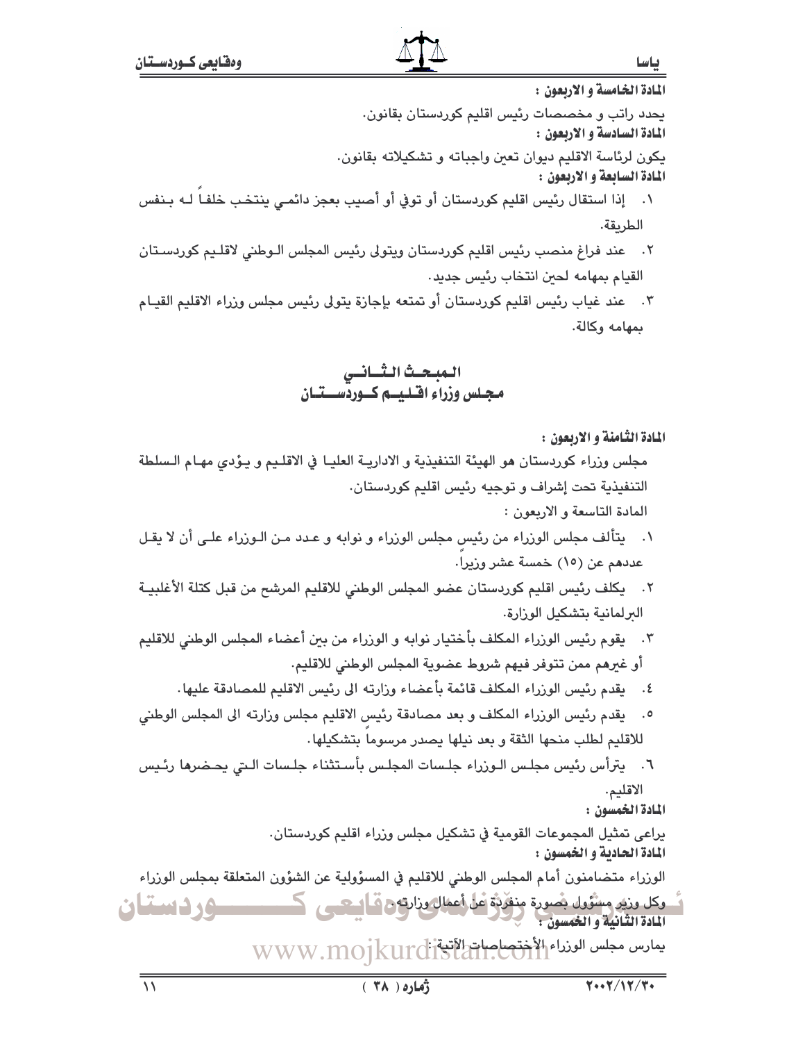**المادة الخامسة و الاربعون :**

يحدد راتب و مخصصات رئيس اقليم كوردستان بقانون.

**المادة السادسة و الاربعون :**

يكون لرئاسة الاقليم ديوان تعين واجباته و تشكيلاته بقانون.

**المادة السابعة و الاربعون :**

١. إذا استقال رئيس اقليم كوردستان أو توفي أو أصيب بعجز دائمي ينتخب خلفاً له بنفس الطريقة.
٢. عند فراغ منصب رئيس اقليم كوردستان ويتولى رئيس المجلس الوطني لاقليم كوردستان القيام بمهامه لحين انتخاب رئيس جديد.
٣. عند غياب رئيس اقليم كوردستان أو تمتعه بإجازة يتولى رئيس مجلس وزراء الاقليم القيام بمهامه وكالة.

## المبحث الثاني
## مجلس وزراء اقليم كوردستان

**المادة الثامنة و الاربعون :**

مجلس وزراء كوردستان هو الهيئة التنفيذية و الادارية العليا في الاقليم و يؤدي مهام السلطة التنفيذية تحت إشراف و توجيه رئيس اقليم كوردستان.

المادة التاسعة و الاربعون :

١. يتألف مجلس الوزراء من رئيس مجلس الوزراء و نوابه و عدد من الوزراء على أن لا يقل عددهم عن (١٥) خمسة عشر وزيراً.
٢. يكلف رئيس اقليم كوردستان عضو المجلس الوطني للاقليم المرشح من قبل كتلة الأغلبية البرلمانية بتشكيل الوزارة.
٣. يقوم رئيس الوزراء المكلف بأختيار نوابه و الوزراء من بين أعضاء المجلس الوطني للاقليم أو غيرهم ممن تتوفر فيهم شروط عضوية المجلس الوطني للاقليم.
٤. يقدم رئيس الوزراء المكلف قائمة بأعضاء وزارته الى رئيس الاقليم للمصادقة عليها.
٥. يقدم رئيس الوزراء المكلف و بعد مصادقة رئيس الاقليم مجلس وزارته الى المجلس الوطني للاقليم لطلب منحها الثقة و بعد نيلها يصدر مرسوماً بتشكيلها.
٦. يترأس رئيس مجلس الوزراء جلسات المجلس بأستثناء جلسات التي يحضرها رئيس الاقليم.

**المادة الخمسون :**

يراعى تمثيل المجموعات القومية في تشكيل مجلس وزراء اقليم كوردستان.

**المادة الحادية و الخمسون :**

الوزراء متضامنون أمام المجلس الوطني للاقليم في المسؤولية عن الشؤون المتعلقة بمجلس الوزراء وكل وزير مسؤول بصورة منفردة عن أعمال وزارته.

**المادة الثانية و الخمسون :**

يمارس مجلس الوزراء الأختصاصات الآتية :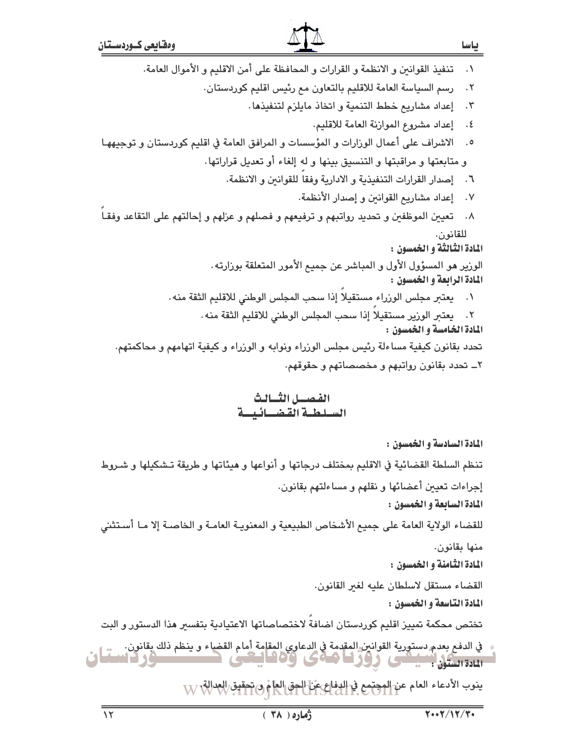١. تنفيذ القوانين و الانظمة و القرارات و المحافظة على أمن الاقليم و الأموال العامة.
٢. رسم السياسة العامة للاقليم بالتعاون مع رئيس اقليم كوردستان.
٣. إعداد مشاريع خطط التنمية و اتخاذ مايلزم لتنفيذها.
٤. إعداد مشروع الموازنة العامة للاقليم.
٥. الاشراف على أعمال الوزارات و المؤسسات و المرافق العامة في اقليم كوردستان و توجيهها و متابعتها و مراقبتها و التنسيق بينها و له إلغاء أو تعديل قراراتها.
٦. إصدار القرارات التنفيذية و الادارية وفقاً للقوانين و الانظمة.
٧. إعداد مشاريع القوانين و إصدار الأنظمة.
٨. تعيين الموظفين و تحديد رواتبهم و ترفيعهم و فصلهم و عزلهم و إحالتهم على التقاعد وفقاً للقانون.

**المادة الثالثة و الخمسون :**

الوزير هو المسؤول الأول و المباشر عن جميع الأمور المتعلقة بوزارته.

**المادة الرابعة و الخمسون :**

١. يعتبر مجلس الوزراء مستقيلاً إذا سحب المجلس الوطني للاقليم الثقة منه.
٢. يعتبر الوزير مستقيلاً إذا سحب المجلس الوطني للاقليم الثقة منه.

**المادة الخامسة و الخمسون :**

تحدد بقانون كيفية مساءلة رئيس مجلس الوزراء ونوابه و الوزراء و كيفية اتهامهم و محاكمتهم.

٢ــ تحدد بقانون رواتبهم و مخصصاتهم و حقوقهم.

## الفصل الثالث
## السلطة القضائية

**المادة السادسة و الخمسون :**

تنظم السلطة القضائية في الاقليم بمختلف درجاتها و أنواعها و هيئاتها و طريقة تشكيلها و شروط إجراءات تعيين أعضائها و نقلهم و مساءلتهم بقانون.

**المادة السابعة و الخمسون :**

للقضاء الولاية العامة على جميع الأشخاص الطبيعية و المعنوية العامة و الخاصة إلا ما أستثني منها بقانون.

**المادة الثامنة و الخمسون :**

القضاء مستقل لاسلطان عليه لغير القانون.

**المادة التاسعة و الخمسون :**

تختص محكمة تمييز اقليم كوردستان اضافةً لاختصاصاتها الاعتيادية بتفسير هذا الدستور و البت في الدفع بعدم دستورية القوانين المقدمة في الدعاوى المقامة أمام القضاء و ينظم ذلك بقانون.

**المادة الستون :**

ينوب الأدعاء العام عن المجتمع في الدفاع عن الحق العام و تحقيق العدالة.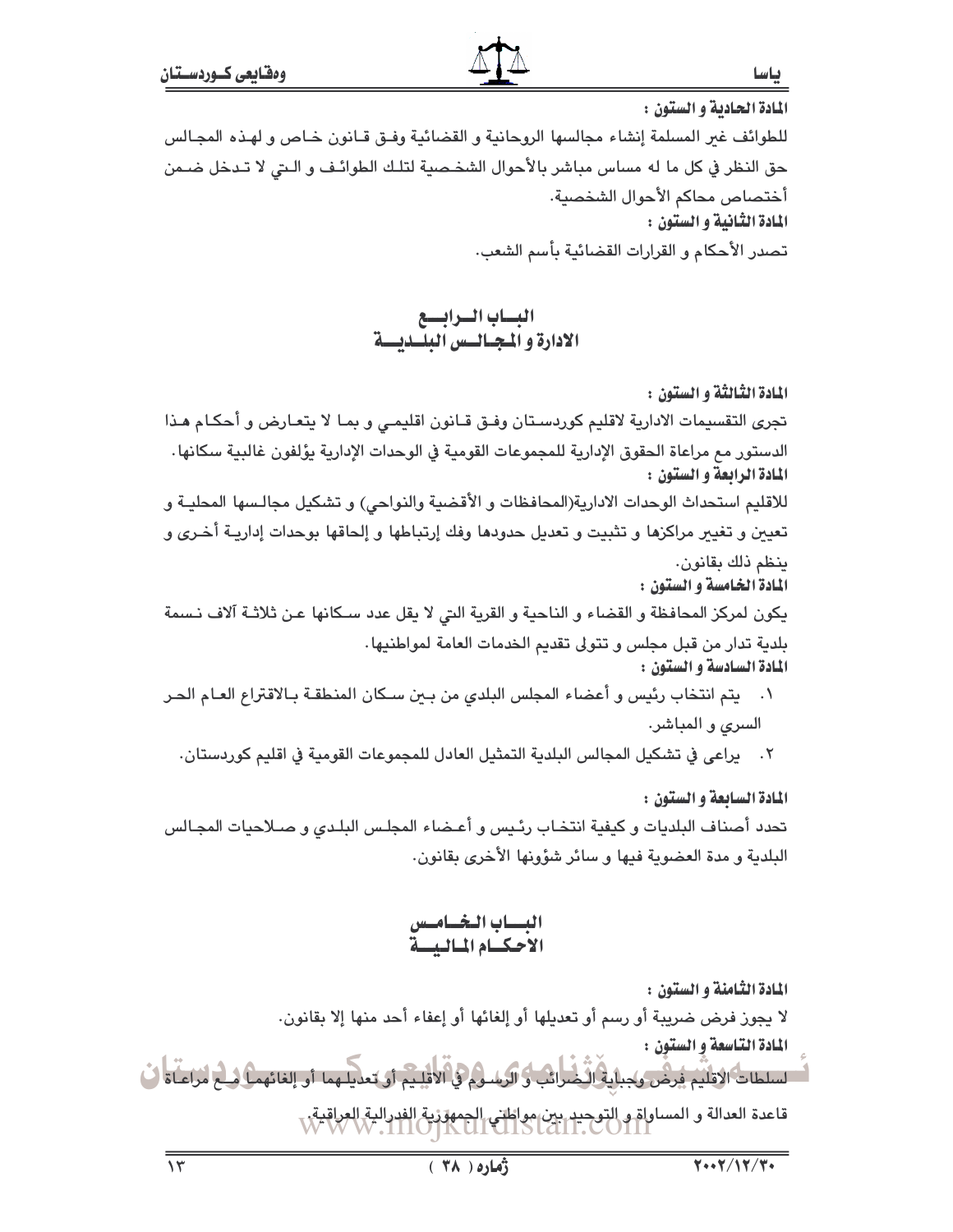**المادة الحادية و الستون :**

للطوائف غير المسلمة إنشاء مجالسها الروحانية و القضائية وفق قانون خاص و لهذه المجالس حق النظر في كل ما له مساس مباشر بالأحوال الشخصية لتلك الطوائف و التي لا تدخل ضمن أختصاص محاكم الأحوال الشخصية.

**المادة الثانية و الستون :**

تصدر الأحكام و القرارات القضائية بأسم الشعب.

## الباب الرابع
## الادارة و المجالس البلدية

**المادة الثالثة و الستون :**

تجرى التقسيمات الادارية لاقليم كوردستان وفق قانون اقليمي و بما لا يتعارض و أحكام هذا الدستور مع مراعاة الحقوق الإدارية للمجموعات القومية في الوحدات الإدارية يؤلفون غالبية سكانها.

**المادة الرابعة و الستون :**

للاقليم استحداث الوحدات الادارية(المحافظات و الأقضية والنواحي) و تشكيل مجالسها المحلية و تعين و تغيير مراكزها و تثبيت و تعديل حدودها وفك إرتباطها و إلحاقها بوحدات إدارية أخرى و ينظم ذلك بقانون.

**المادة الخامسة و الستون :**

يكون لمركز المحافظة و القضاء و الناحية و القرية التي لا يقل عدد سكانها عن ثلاثة آلاف نسمة بلدية تدار من قبل مجلس و تتولى تقديم الخدمات العامة لمواطنيها.

**المادة السادسة و الستون :**

١. يتم انتخاب رئيس و أعضاء المجلس البلدي من بين سكان المنطقة بالاقتراع العام الحر السري و المباشر.
٢. يراعى في تشكيل المجالس البلدية التمثيل العادل للمجموعات القومية في اقليم كوردستان.

**المادة السابعة و الستون :**

تحدد أصناف البلديات و كيفية انتخاب رئيس و أعضاء المجلس البلدي و صلاحيات المجالس البلدية و مدة العضوية فيها و سائر شؤونها الأخرى بقانون.

## الباب الخامس
## الاحكام المالية

**المادة الثامنة و الستون :**

لا يجوز فرض ضريبة أو رسم أو تعديلها أو إلغائها أو إعفاء أحد منها إلا بقانون.

**المادة التاسعة و الستون :**

لسلطات الاقليم فرض وجباية الضرائب و الرسوم في الاقليم أو تعديلهما أو إلغائهما مع مراعاة قاعدة العدالة و المساواة و التوحيد بين مواطني الجمهورية الفدرالية العراقية.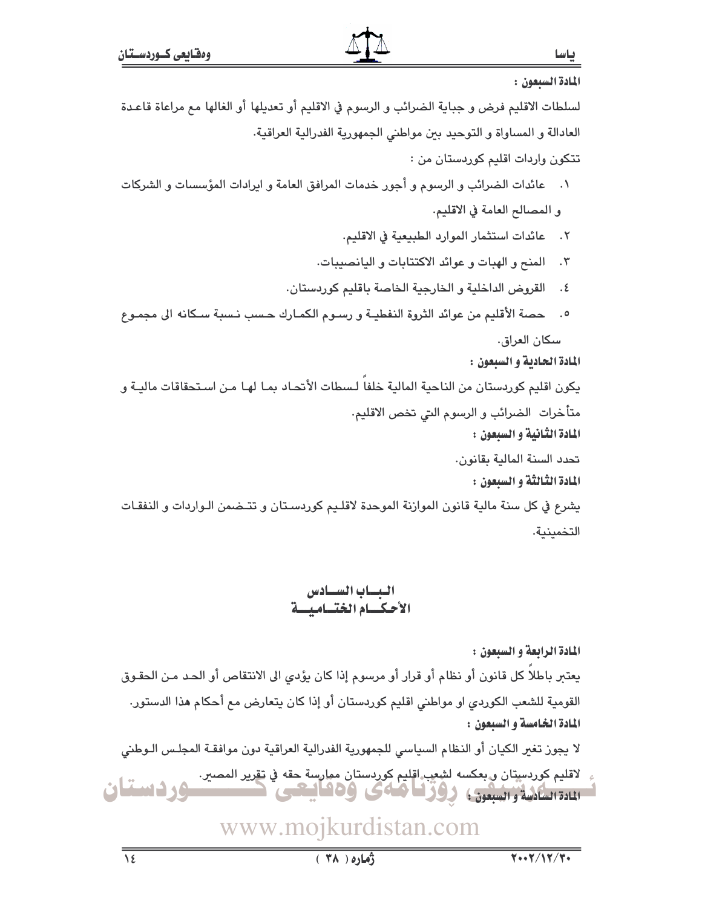**المادة السبعون :**

لسلطات الاقليم فرض و جباية الضرائب و الرسوم في الاقليم أو تعديلها أو الغالها مع مراعاة قاعدة العادالة و المساواة و التوحيد بين مواطني الجمهورية الفدرالية العراقية.

تتكون واردات اقليم كوردستان من :

١. عائدات الضرائب و الرسوم و أجور خدمات المرافق العامة و ايرادات المؤسسات و الشركات و المصالح العامة في الاقليم.
٢. عائدات استثمار الموارد الطبيعية في الاقليم.
٣. المنح و الهبات و عوائد الاكتتابات و اليانصيبات.
٤. القروض الداخلية و الخارجية الخاصة باقليم كوردستان.
٥. حصة الأقليم من عوائد الثروة النفطية و رسوم الكمارك حسب نسبة سكانه الى مجموع سكان العراق.

**المادة الحادية و السبعون :**

يكون اقليم كوردستان من الناحية المالية خلفاً لسطات الأتحاد بما لها من استحقاقات مالية و متأخرات الضرائب و الرسوم التي تخص الاقليم.

**المادة الثانية و السبعون :**

تحدد السنة المالية بقانون.

**المادة الثالثة و السبعون :**

يشرع في كل سنة مالية قانون الموازنة الموحدة لاقليم كوردستان و تتضمن الواردات و النفقات التخمينية.

## الباب السادس
## الأحكام الختامية

**المادة الرابعة و السبعون :**

يعتبر باطلاً كل قانون أو نظام أو قرار أو مرسوم إذا كان يؤدي الى الانتقاص أو الحد من الحقوق القومية للشعب الكوردي او مواطني اقليم كوردستان أو إذا كان يتعارض مع أحكام هذا الدستور.

**المادة الخامسة و السبعون :**

لا يجوز تغير الكيان أو النظام السياسي للجمهورية الفدرالية العراقية دون موافقة المجلس الوطني لاقليم كوردستان و بعكسه لشعب اقليم كوردستان ممارسة حقه في تقرير المصير.

**المادة السادسة و السبعون :**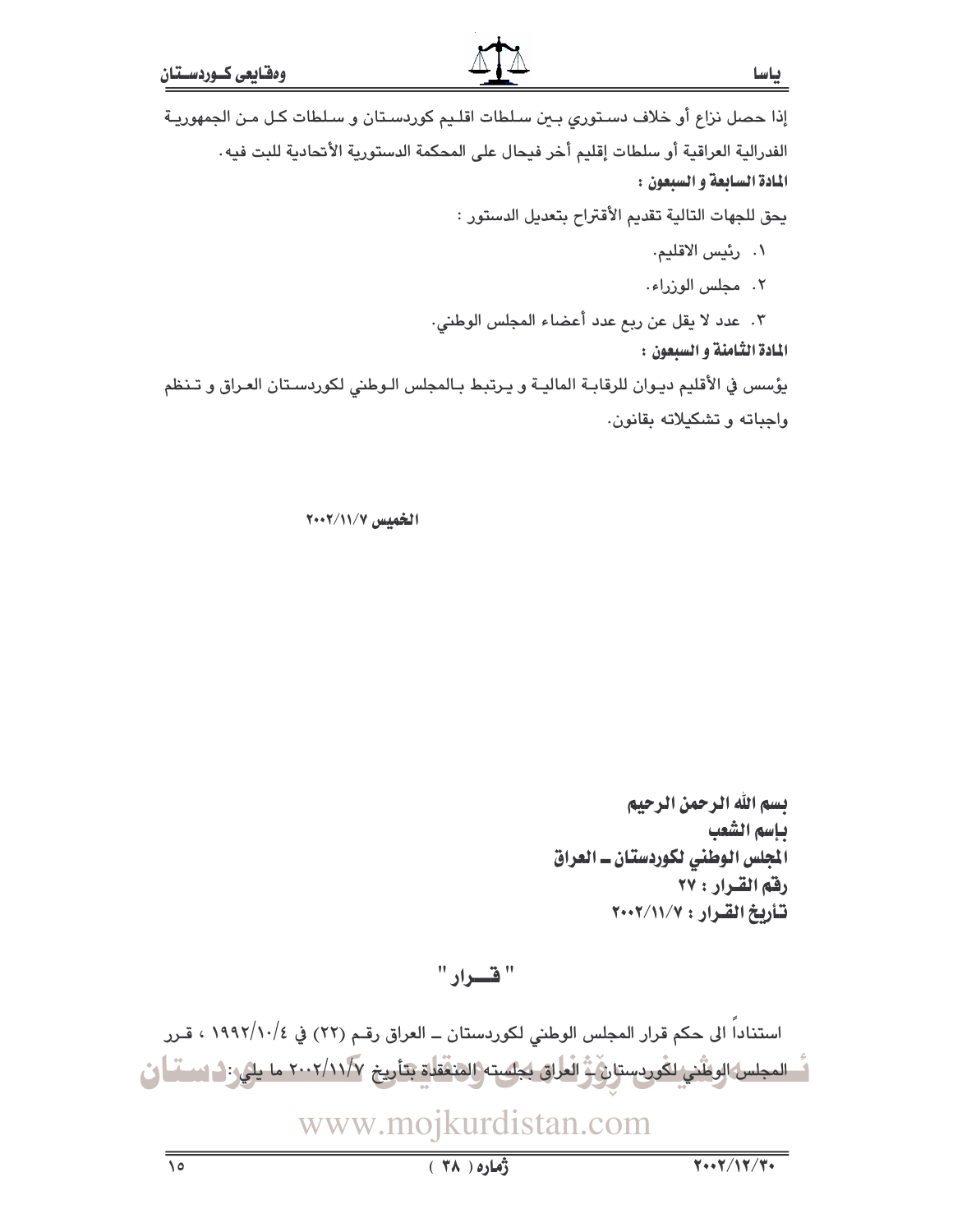إذا حصل نزاع أو خلاف دستوري بين سلطات اقليم كوردستان و سلطات كل من الجمهورية الفدرالية العراقية أو سلطات إقليم أخر فيحال على المحكمة الدستورية الأتحادية للبت فيه.

**المادة السابعة و السبعون :**

يحق للجهات التالية تقديم الأقتراح بتعديل الدستور :

١. رئيس الاقليم.
٢. مجلس الوزراء.
٣. عدد لا يقل عن ربع عدد أعضاء المجلس الوطني.

**المادة الثامنة و السبعون :**

يؤسس في الأقليم ديوان للرقابة المالية و يرتبط بالمجلس الوطني لكوردستان العراق و تنظم واجباته و تشكيلاته بقانون.

**الخميس ٢٠٠٢/١١/٧**

**بسم الله الرحمن الرحيم**
**بإسم الشعب**
**المجلس الوطني لكوردستان ـ العراق**
**رقم القرار : ٢٧**
**تأريخ القرار : ٢٠٠٢/١١/٧**

**" قـــرار "**

استناداً الى حكم قرار المجلس الوطني لكوردستان ـ العراق رقم (٢٢) في ١٩٩٢/١٠/٤ ، قرر المجلس الوطني لكوردستان ـ العراق بجلسته المنعقدة بتأريخ ٢٠٠٢/١١/٧ ما يلي :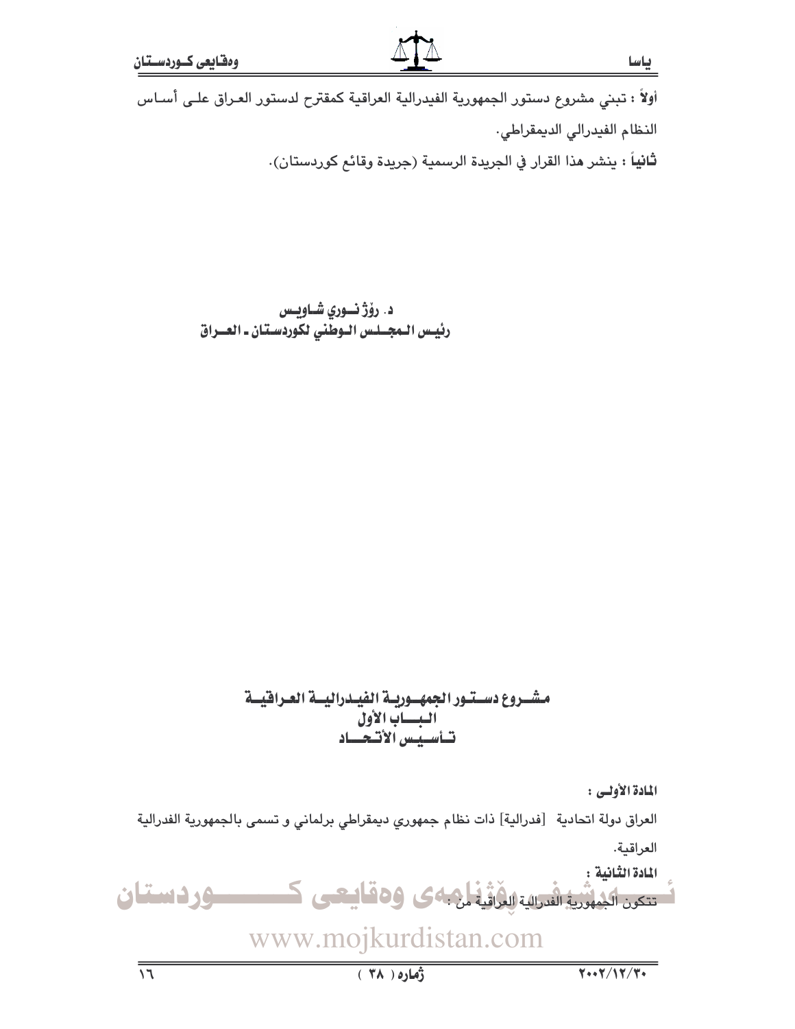**أولاً** : تبني مشروع دستور الجمهورية الفيدرالية العراقية كمقترح لدستور العراق على أساس النظام الفيدرالي الديمقراطي.

**ثانياً** : ينشر هذا القرار في الجريدة الرسمية (جريدة وقائع كوردستان).

**د. رۆژ نوري شاويس**
**رئيس المجلس الوطني لكوردستان ـ العراق**

## مشروع دستور الجمهورية الفيدرالية العراقية
## الباب الأول
## تأسيس الأتحاد

**المادة الأولى :**

العراق دولة اتحادية [فدرالية] ذات نظام جمهوري ديمقراطي برلماني و تسمى بالجمهورية الفدرالية العراقية.

**المادة الثانية :**

تتكون الجمهورية الفدرالية العراقية من :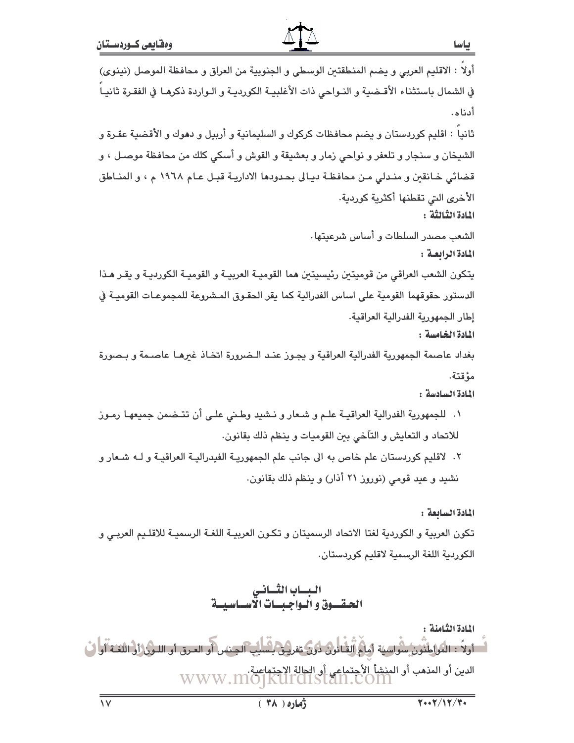أولاً : الاقليم العربي و يضم المنطقتين الوسطى و الجنوبية من العراق و محافظة الموصل (نينوى) في الشمال باستثناء الأقضية و النواحي ذات الأغلبية الكوردية و الواردة ذكرها في الفقرة ثانياً أدناه.

ثانياً : اقليم كوردستان و يضم محافظات كركوك و السليمانية و أربيل و دهوك و الأقضية عقرة و الشيخان و سنجار و تلعفر و نواحي زمار و بعشيقة و القوش و أسكي كلك من محافظة موصل ، و قضائي خانقين و مندلي من محافظة ديالى بحدودها الادارية قبل عام ١٩٦٨ م ، و المناطق الأخرى التي تقطنها أكثرية كوردية.

**المادة الثالثة :**

الشعب مصدر السلطات و أساس شرعيتها.

**المادة الرابعة :**

يتكون الشعب العراقي من قوميتين رئيسيتين هما القومية العربية و القومية الكوردية و يقر هذا الدستور حقوقهما القومية على اساس الفدرالية كما يقر الحقوق المشروعة للمجموعات القومية في إطار الجمهورية الفدرالية العراقية.

**المادة الخامسة :**

بغداد عاصمة الجمهورية الفدرالية العراقية و يجوز عند الضرورة اتخاذ غيرها عاصمة و بصورة مؤقتة.

**المادة السادسة :**

١. للجمهورية الفدرالية العراقية علم و شعار و نشيد وطني على أن تتضمن جميعها رموز للاتحاد و التعايش و التآخي بين القوميات و ينظم ذلك بقانون.
٢. لاقليم كوردستان علم خاص به الى جانب علم الجمهورية الفيدرالية العراقية و له شعار و نشيد و عيد قومي (نوروز ٢١ أذار) و ينظم ذلك بقانون.

**المادة السابعة :**

تكون العربية و الكوردية لغتا الاتحاد الرسميتان و تكون العربية اللغة الرسمية للاقليم العربي و الكوردية اللغة الرسمية لاقليم كوردستان.

## الباب الثاني
## الحقوق و الواجبات الأساسية

**المادة الثامنة :**

أولاً : المواطنون سواسية أمام القانون دون تفريق بسبب الجنس أو العرق أو اللون أو اللغة أو الدين أو المذهب أو المنشأ الأجتماعي أو الحالة الاجتماعية.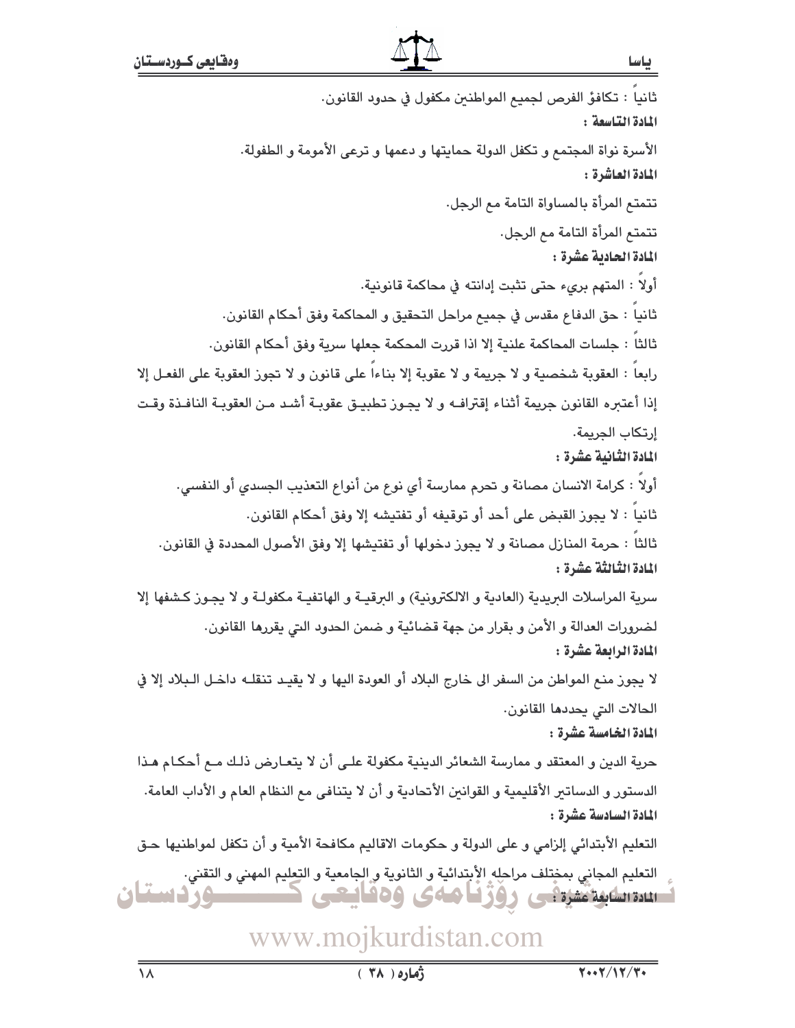ثانياً : تكافؤ الفرص لجميع المواطنين مكفول في حدود القانون.

**المادة التاسعة :**

الأسرة نواة المجتمع و تكفل الدولة حمايتها و دعمها و ترعى الأمومة و الطفولة.

**المادة العاشرة :**

تتمتع المرأة بالمساواة التامة مع الرجل.

تتمتع المرأة التامة مع الرجل.

**المادة الحادية عشرة :**

أولاً : المتهم بريء حتى تثبت إدانته في محاكمة قانونية.

ثانياً : حق الدفاع مقدس في جميع مراحل التحقيق و المحاكمة وفق أحكام القانون.

ثالثاً : جلسات المحاكمة علنية إلا اذا قررت المحكمة جعلها سرية وفق أحكام القانون.

رابعاً : العقوبة شخصية و لا جريمة و لا عقوبة إلا بناءاً على قانون و لا تجوز العقوبة على الفعل إلا إذا أعتبره القانون جريمة أثناء إقترافه و لا يجوز تطبيق عقوبة أشد من العقوبة النافذة وقت إرتكاب الجريمة.

**المادة الثانية عشرة :**

أولاً : كرامة الانسان مصانة و تحرم ممارسة أي نوع من أنواع التعذيب الجسدي أو النفسي.

ثانياً : لا يجوز القبض على أحد أو توقيفه أو تفتيشه إلا وفق أحكام القانون.

ثالثاً : حرمة المنازل مصانة و لا يجوز دخولها أو تفتيشها إلا وفق الأصول المحددة في القانون.

**المادة الثالثة عشرة :**

سرية المراسلات البريدية (العادية و الالكترونية) و البرقية و الهاتفية مكفولة و لا يجوز كشفها إلا لضرورات العدالة و الأمن و بقرار من جهة قضائية و ضمن الحدود التي يقررها القانون.

**المادة الرابعة عشرة :**

لا يجوز منع المواطن من السفر الى خارج البلاد أو العودة اليها و لا يقيد تنقله داخل البلاد إلا في الحالات التي يحددها القانون.

**المادة الخامسة عشرة :**

حرية الدين و المعتقد و ممارسة الشعائر الدينية مكفولة على أن لا يتعارض ذلك مع أحكام هذا الدستور و الدساتير الأقليمية و القوانين الأتحادية و أن لا يتنافى مع النظام العام و الأداب العامة.

**المادة السادسة عشرة :**

التعليم الأبتدائي إلزامي و على الدولة و حكومات الاقاليم مكافحة الأمية و أن تكفل لمواطنيها حق التعليم المجاني بمختلف مراحله الأبتدائية و الثانوية و الجامعية و التعليم المهني و التقني.

**المادة السابعة عشرة :**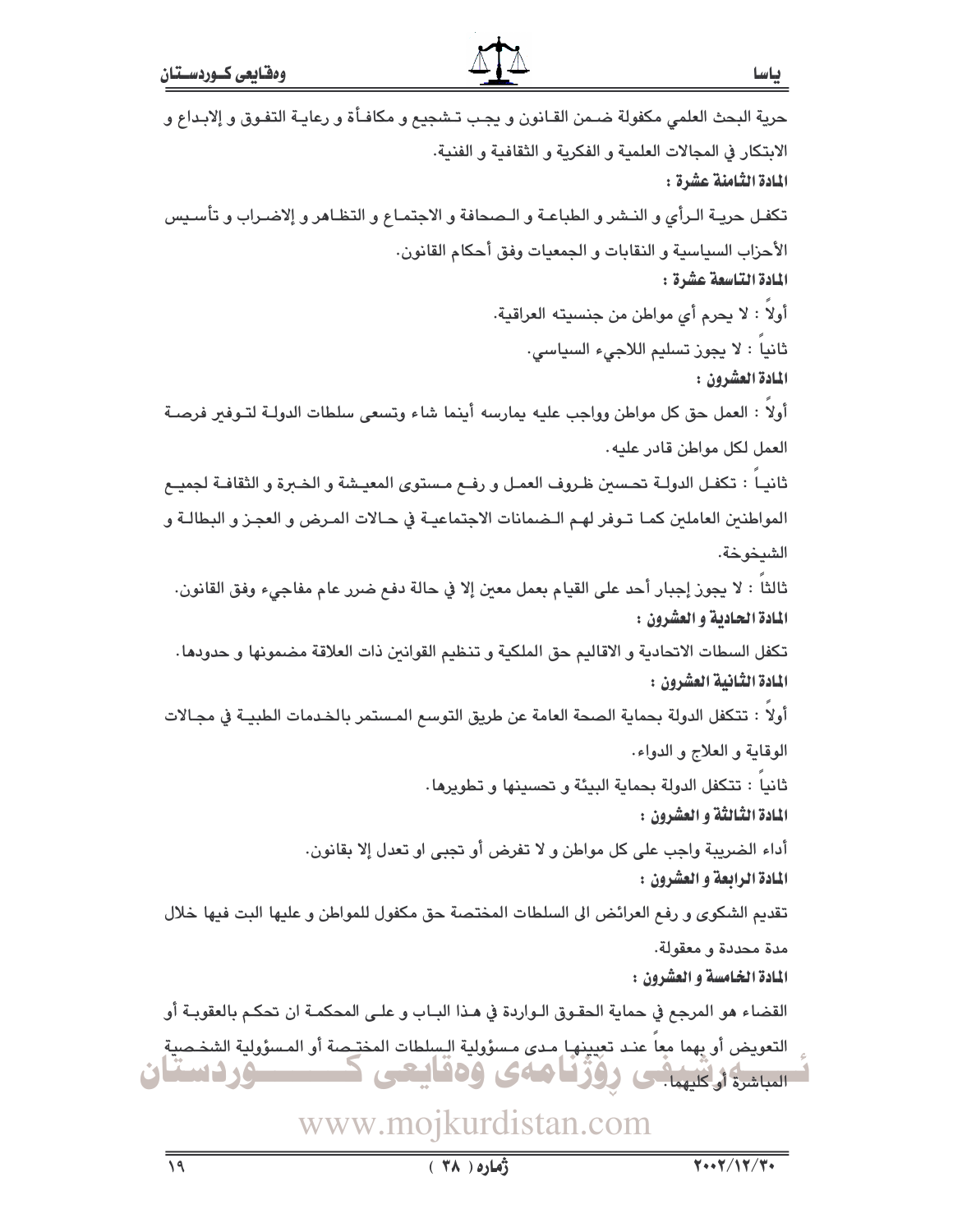حرية البحث العلمي مكفولة ضمن القانون و يجب تشجيع و مكافأة و رعاية التفوق و إلابداع و الابتكار في المجالات العلمية و الفكرية و الثقافية و الفنية.

**المادة الثامنة عشرة :**

تكفل حرية الرأي و النشر و الطباعة و الصحافة و الاجتماع و التظاهر و إلاضراب و تأسيس الأحزاب السياسية و النقابات و الجمعيات وفق أحكام القانون.

**المادة التاسعة عشرة :**

أولاً : لا يحرم أي مواطن من جنسيته العراقية.

ثانياً : لا يجوز تسليم اللاجيء السياسي.

**المادة العشرون :**

أولاً : العمل حق كل مواطن وواجب عليه يمارسه أينما شاء وتسعى سلطات الدولة لتوفير فرصة العمل لكل مواطن قادر عليه.

ثانياً : تكفل الدولة تحسين ظروف العمل و رفع مستوى المعيشة و الخبرة و الثقافة لجميع المواطنين العاملين كما توفر لهم الضمانات الاجتماعية في حالات المرض و العجز و البطالة و الشيخوخة.

ثالثاً : لا يجوز إجبار أحد على القيام بعمل معين إلا في حالة دفع ضرر عام مفاجيء وفق القانون.

**المادة الحادية و العشرون :**

تكفل السطات الاتحادية و الاقاليم حق الملكية و تنظيم القوانين ذات العلاقة مضمونها و حدودها.

**المادة الثانية العشرون :**

أولاً : تتكفل الدولة بحماية الصحة العامة عن طريق التوسع المستمر بالخدمات الطبية في مجالات الوقاية و العلاج و الدواء.

ثانياً : تتكفل الدولة بحماية البيئة و تحسينها و تطويرها.

**المادة الثالثة و العشرون :**

أداء الضريبة واجب على كل مواطن و لا تفرض أو تجبى او تعدل إلا بقانون.

**المادة الرابعة و العشرون :**

تقديم الشكوى و رفع العرائض الى السلطات المختصة حق مكفول للمواطن و عليها البت فيها خلال مدة محددة و معقولة.

**المادة الخامسة و العشرون :**

القضاء هو المرجع في حماية الحقوق الواردة في هذا الباب و على المحكمة ان تحكم بالعقوبة أو التعويض أو بهما معاً عند تعيينها مدى مسؤولية السلطات المختصة أو المسؤولية الشخصية المباشرة أو كليهما.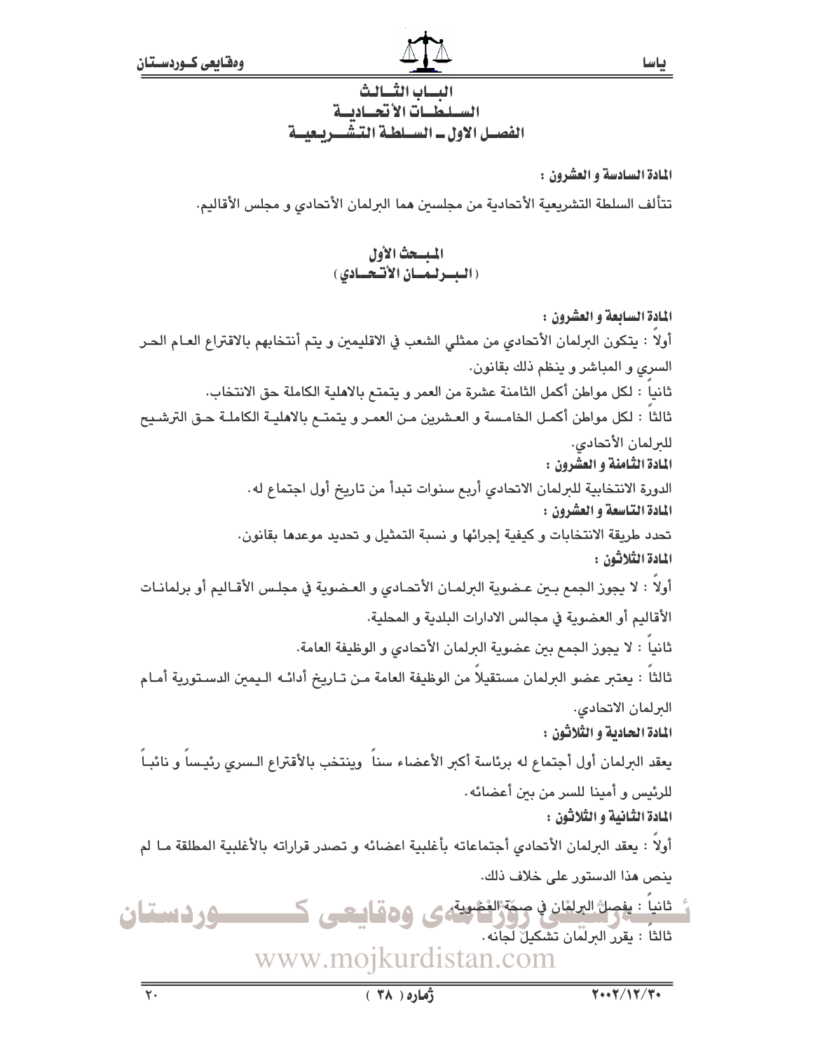# البـــاب الثـــالــث
## الســلطــات الأتحــاديــة
### الفصـل الاول ـ الســلطــة التـشـــريـعيــة

**المادة السادسة و العشرون :**

تتألف السلطة التشريعية الأتحادية من مجلسين هما البرلمان الأتحادي و مجلس الأقاليم.

### المبــحث الأول
### (البــرلـمــان الأتـحــادي)

**المادة السابعة و العشرون :**

أولاً : يتكون البرلمان الأتحادي من ممثلي الشعب في الاقليمين و يتم أنتخابهم بالاقتراع العام الحر السري و المباشر و ينظم ذلك بقانون.

ثانياً : لكل مواطن أكمل الثامنة عشرة من العمر و يتمتع بالاهلية الكاملة حق الانتخاب.

ثالثاً : لكل مواطن أكمل الخامسة و العشرين من العمر و يتمتع بالاهلية الكاملة حق الترشيح للبرلمان الأتحادي.

**المادة الثامنة و العشرون :**

الدورة الانتخابية للبرلمان الاتحادي أربع سنوات تبدأ من تاريخ أول اجتماع له.

**المادة التاسعة و العشرون :**

تحدد طريقة الانتخابات و كيفية إجرائها و نسبة التمثيل و تحديد موعدها بقانون.

**المادة الثلاثون :**

أولاً : لا يجوز الجمع بين عضوية البرلمان الأتحادي و العضوية في مجلس الأقاليم أو برلمانات الأقاليم أو العضوية في مجالس الادارات البلدية و المحلية.

ثانياً : لا يجوز الجمع بين عضوية البرلمان الأتحادي و الوظيفة العامة.

ثالثاً : يعتبر عضو البرلمان مستقيلاً من الوظيفة العامة من تاريخ أدائه اليمين الدستورية أمام البرلمان الاتحادي.

**المادة الحادية و الثلاثون :**

يعقد البرلمان أول أجتماع له برئاسة أكبر الأعضاء سناً وينتخب بالأقتراع السري رئيساً و نائباً للرئيس و أمينا للسر من بين أعضائه.

**المادة الثانية و الثلاثون :**

أولاً : يعقد البرلمان الأتحادي أجتماعاته بأغلبية اعضائه و تصدر قراراته بالأغلبية المطلقة ما لم ينص هذا الدستور على خلاف ذلك.

ثانياً : يفصل البرلمان في صحة العضوية.

ثالثاً : يقرر البرلمان تشكيل لجانه.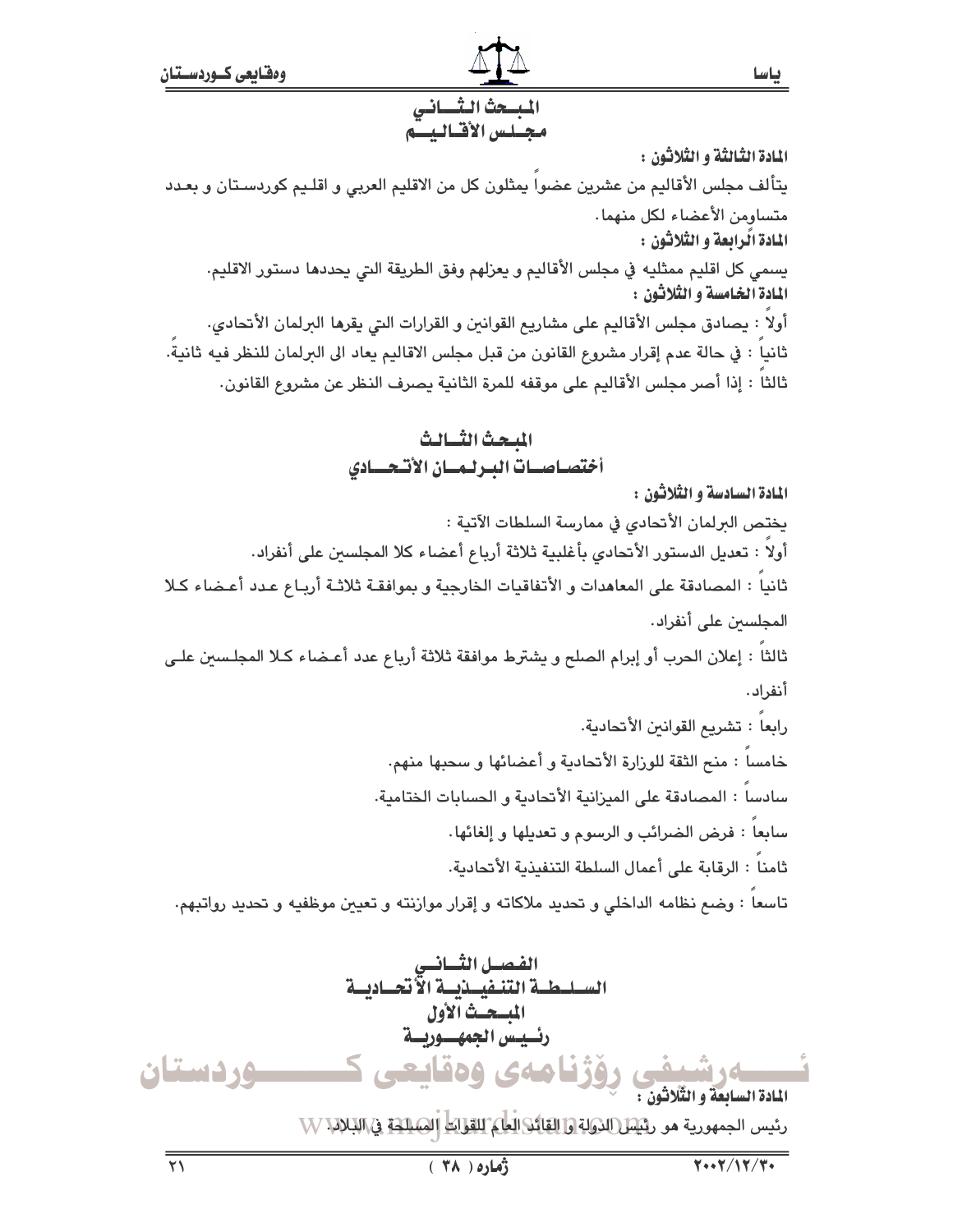## المبحث الثاني
## مجلس الأقاليم

**المادة الثالثة و الثلاثون :**

يتألف مجلس الأقاليم من عشرين عضواً يمثلون كل من الاقليم العربي و اقليم كوردستان و بعدد متساوٍمن الأعضاء لكل منهما.

**المادة الرابعة و الثلاثون :**

يسمي كل اقليم ممثليه في مجلس الأقاليم و يعزلهم وفق الطريقة التي يحددها دستور الاقليم.

**المادة الخامسة و الثلاثون :**

أولاً : يصادق مجلس الأقاليم على مشاريع القوانين و القرارات التي يقرها البرلمان الأتحادي.

ثانياً : في حالة عدم إقرار مشروع القانون من قبل مجلس الاقاليم يعاد الى البرلمان للنظر فيه ثانيةً.

ثالثاً : إذا أصر مجلس الأقاليم على موقفه للمرة الثانية يصرف النظر عن مشروع القانون.

## المبحث الثالث
## أختصاصات البرلمان الأتحادي

**المادة السادسة و الثلاثون :**

يختص البرلمان الأتحادي في ممارسة السلطات الآتية :

أولاً : تعديل الدستور الأتحادي بأغلبية ثلاثة أرباع أعضاء كلا المجلسين على أنفراد.

ثانياً : المصادقة على المعاهدات و الأتفاقيات الخارجية و بموافقة ثلاثة أرباع عدد أعضاء كلا المجلسين على أنفراد.

ثالثاً : إعلان الحرب أو إبرام الصلح و يشترط موافقة ثلاثة أرباع عدد أعضاء كلا المجلسين على أنفراد.

رابعاً : تشريع القوانين الأتحادية.

خامساً : منح الثقة للوزارة الأتحادية و أعضائها و سحبها منهم.

سادساً : المصادقة على الميزانية الأتحادية و الحسابات الختامية.

سابعاً : فرض الضرائب و الرسوم و تعديلها و إلغائها.

ثامناً : الرقابة على أعمال السلطة التنفيذية الأتحادية.

تاسعاً : وضع نظامه الداخلي و تحديد ملاكاته و إقرار موازنته و تعيين موظفيه و تحديد رواتبهم.

# الفصل الثاني
# السلطة التنفيذية الأتحادية
## المبحث الأول
## رئيس الجمهورية

**المادة السابعة و الثلاثون :**

رئيس الجمهورية هو رئيس الدولة و القائد العام للقوات المسلحة في البلاد.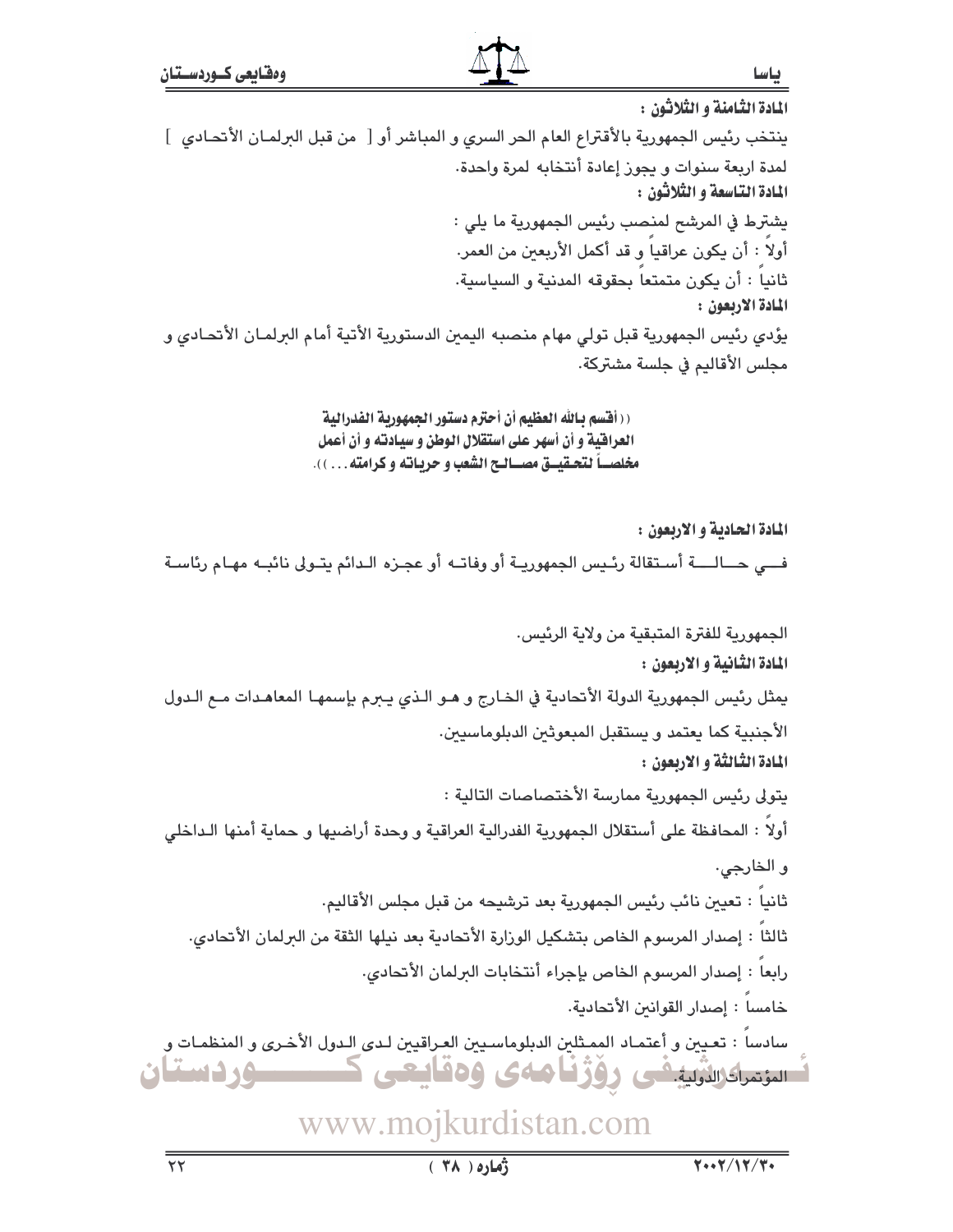**المادة الثامنة و الثلاثون :**

ينتخب رئيس الجمهورية بالأقتراع العام الحر السري و المباشر أو [ من قبل البرلمان الأتحادي ] لمدة اربعة سنوات و يجوز إعادة أنتخابه لمرة واحدة.

**المادة التاسعة و الثلاثون :**

يشترط في المرشح لمنصب رئيس الجمهورية ما يلي :

أولاً : أن يكون عراقياً و قد أكمل الأربعين من العمر.

ثانياً : أن يكون متمتعاً بحقوقه المدنية و السياسية.

**المادة الاربعون :**

يؤدي رئيس الجمهورية قبل تولي مهام منصبه اليمين الدستورية الأتية أمام البرلمان الأتحادي و مجلس الأقاليم في جلسة مشتركة.

**(( أقسم بالله العظيم أن أحترم دستور الجمهورية الفدرالية العراقية و أن أسهر على استقلال الوطن و سيادته و أن أعمل مخلصاً لتحقيق مصالح الشعب و حرياته و كرامته... )).**

**المادة الحادية و الاربعون :**

في حالة أستقالة رئيس الجمهورية أو وفاته أو عجزه الدائم يتولى نائبه مهام رئاسة الجمهورية للفترة المتبقية من ولاية الرئيس.

**المادة الثانية و الاربعون :**

يمثل رئيس الجمهورية الدولة الأتحادية في الخارج و هو الذي يبرم بإسمها المعاهدات مع الدول الأجنبية كما يعتمد و يستقبل المبعوثين الدبلوماسيين.

**المادة الثالثة و الاربعون :**

يتولى رئيس الجمهورية ممارسة الأختصاصات التالية :

أولاً : المحافظة على أستقلال الجمهورية الفدرالية العراقية و وحدة أراضيها و حماية أمنها الداخلي و الخارجي.

ثانياً : تعيين نائب رئيس الجمهورية بعد ترشيحه من قبل مجلس الأقاليم.

ثالثاً : إصدار المرسوم الخاص بتشكيل الوزارة الأتحادية بعد نيلها الثقة من البرلمان الأتحادي.

رابعاً : إصدار المرسوم الخاص بإجراء أنتخابات البرلمان الأتحادي.

خامساً : إصدار القوانين الأتحادية.

سادساً : تعيين و أعتماد الممثلين الدبلوماسيين العراقيين لدى الدول الأخرى و المنظمات و المؤتمرات الدولية.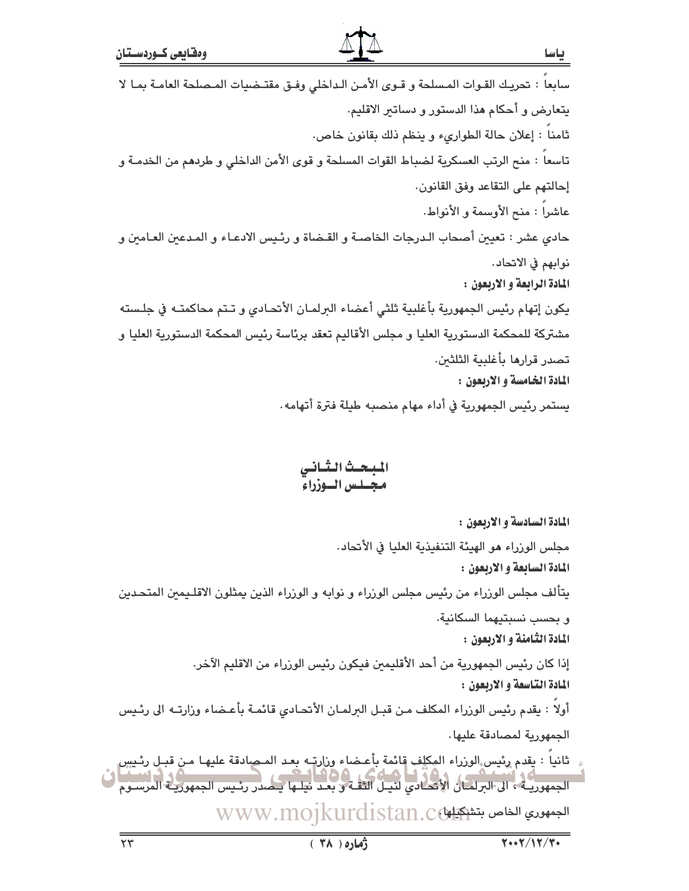سابعاً : تحريك القوات المسلحة و قوى الأمن الداخلي وفق مقتضيات المصلحة العامة بما لا يتعارض و أحكام هذا الدستور و دساتير الاقليم.

ثامناً : إعلان حالة الطوارىء و ينظم ذلك بقانون خاص.

تاسعاً : منح الرتب العسكرية لضباط القوات المسلحة و قوى الأمن الداخلي و طردهم من الخدمة و إحالتهم على التقاعد وفق القانون.

عاشراً : منح الأوسمة و الأنواط.

حادي عشر : تعيين أصحاب الدرجات الخاصة و القضاة و رئيس الادعاء و المدعين العامين و نوابهم في الاتحاد.

**المادة الرابعة و الاربعون :**

يكون إتهام رئيس الجمهورية بأغلبية ثلثي أعضاء البرلمان الأتحادي و تتم محاكمته في جلسته مشتركة للمحكمة الدستورية العليا و مجلس الأقاليم تعقد برئاسة رئيس المحكمة الدستورية العليا و تصدر قرارها بأغلبية الثلثين.

**المادة الخامسة و الاربعون :**

يستمر رئيس الجمهورية في أداء مهام منصبه طيلة فترة أتهامه.

## المبحث الثاني
## مجلس الوزراء

**المادة السادسة و الاربعون :**

مجلس الوزراء هو الهيئة التنفيذية العليا في الأتحاد.

**المادة السابعة و الاربعون :**

يتألف مجلس الوزراء من رئيس مجلس الوزراء و نوابه و الوزراء الذين يمثلون الاقليمين المتحدين و بحسب نسبتيهما السكانية.

**المادة الثامنة و الاربعون :**

إذا كان رئيس الجمهورية من أحد الأقليمين فيكون رئيس الوزراء من الاقليم الآخر.

**المادة التاسعة و الاربعون :**

أولاً : يقدم رئيس الوزراء المكلف من قبل البرلمان الأتحادي قائمة بأعضاء وزارته الى رئيس الجمهورية لمصادقة عليها.

ثانياً : يقدم رئيس الوزراء المكلف قائمة بأعضاء وزارته بعد المصادقة عليها من قبل رئيس الجمهورية ، الى البرلمان الأتحادي لنيل الثقة و بعد نيلها يصدر رئيس الجمهورية المرسوم الجمهوري الخاص بتشكيلها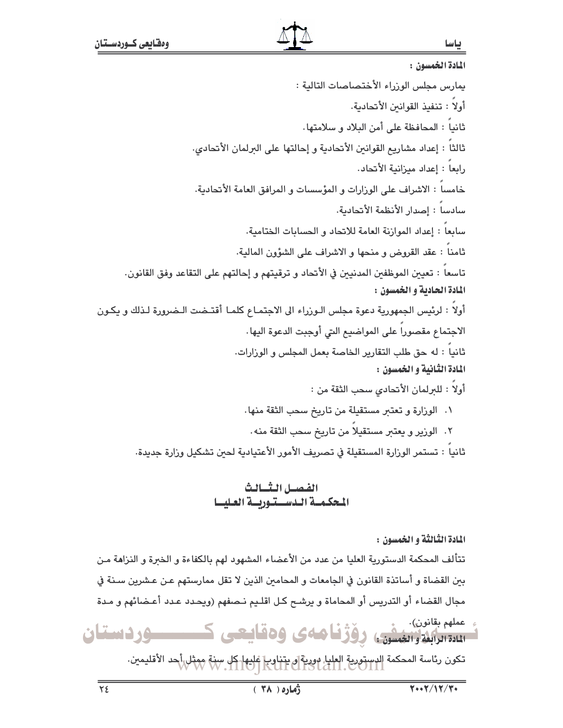**المادة الخمسون :**

يمارس مجلس الوزراء الأختصاصات التالية :

أولاً : تنفيذ القوانين الأتحادية.

ثانياً : المحافظة على أمن البلاد و سلامتها.

ثالثاً : إعداد مشاريع القوانين الأتحادية و إحالتها على البرلمان الأتحادي.

رابعاً : إعداد ميزانية الأتحاد.

خامساً : الاشراف على الوزارات و المؤسسات و المرافق العامة الأتحادية.

سادساً : إصدار الأنظمة الأتحادية.

سابعاً : إعداد الموازنة العامة للاتحاد و الحسابات الختامية.

ثامناً : عقد القروض و منحها و الاشراف على الشؤون المالية.

تاسعاً : تعيين الموظفين المدنيين في الأتحاد و ترقيتهم و إحالتهم على التقاعد وفق القانون.

**المادة الحادية و الخمسون :**

أولاً : لرئيس الجمهورية دعوة مجلس الوزراء الى الاجتماع كلما أقتضت الضرورة لذلك و يكون الاجتماع مقصوراً على المواضيع التي أوجبت الدعوة اليها.

ثانياً : له حق طلب التقارير الخاصة بعمل المجلس و الوزارات.

**المادة الثانية و الخمسون :**

أولاً : للبرلمان الأتحادي سحب الثقة من :

١. الوزارة و تعتبر مستقيلة من تاريخ سحب الثقة منها.

٢. الوزير و يعتبر مستقيلاً من تاريخ سحب الثقة منه.

ثانياً : تستمر الوزارة المستقيلة في تصريف الأمور الأعتيادية لحين تشكيل وزارة جديدة.

## الفصل الثالث
## المحكمة الدستورية العليا

**المادة الثالثة و الخمسون :**

تتألف المحكمة الدستورية العليا من عدد من الأعضاء المشهود لهم بالكفاءة و الخبرة و النزاهة من بين القضاة و أساتذة القانون في الجامعات و المحامين الذين لا تقل ممارستهم عن عشرين سنة في مجال القضاء أو التدريس أو المحاماة و يرشح كل اقليم نصفهم (ويحدد عدد أعضائهم و مدة عملهم بقانون).

**المادة الرابعة و الخمسون :**

تكون رئاسة المحكمة الدستورية العليا دورية و يتناوب عليها كل سنة ممثل أحد الأقليمين.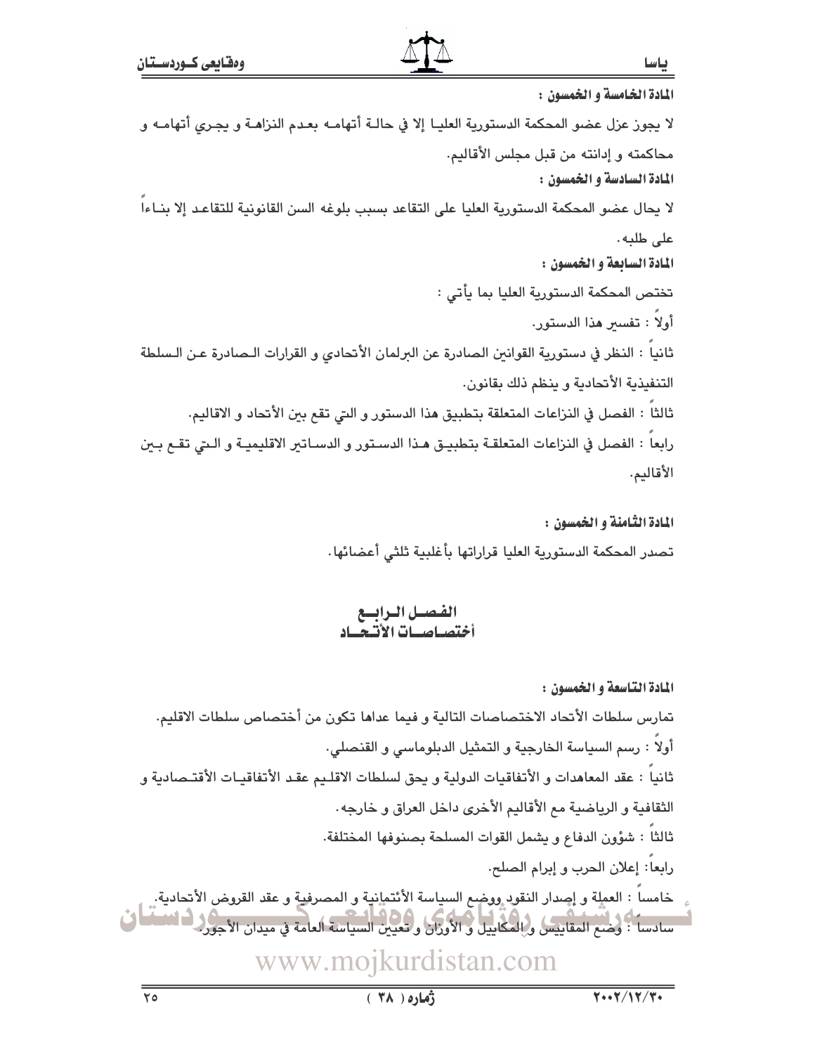**المادة الخامسة و الخمسون :**

لا يجوز عزل عضو المحكمة الدستورية العليا إلا في حالة أتهامه بعدم النزاهة و يجري أتهامه و محاكمته و إدانته من قبل مجلس الأقاليم.

**المادة السادسة و الخمسون :**

لا يحال عضو المحكمة الدستورية العليا على التقاعد بسبب بلوغه السن القانونية للتقاعد إلا بناءاً على طلبه.

**المادة السابعة و الخمسون :**

تختص المحكمة الدستورية العليا بما يأتي :

أولاً : تفسير هذا الدستور.

ثانياً : النظر في دستورية القوانين الصادرة عن البرلمان الأتحادي و القرارات الصادرة عن السلطة التنفيذية الأتحادية و ينظم ذلك بقانون.

ثالثاً : الفصل في النزاعات المتعلقة بتطبيق هذا الدستور و التي تقع بين الأتحاد و الاقاليم.

رابعاً : الفصل في النزاعات المتعلقة بتطبيق هذا الدستور و الدساتير الاقليمية و التي تقع بين الأقاليم.

**المادة الثامنة و الخمسون :**

تصدر المحكمة الدستورية العليا قراراتها بأغلبية ثلثي أعضائها.

## الفصل الرابع
## أختصاصات الأتحاد

**المادة التاسعة و الخمسون :**

تمارس سلطات الأتحاد الاختصاصات التالية و فيما عداها تكون من أختصاص سلطات الاقليم.

أولاً : رسم السياسة الخارجية و التمثيل الدبلوماسي و القنصلي.

ثانياً : عقد المعاهدات و الأتفاقيات الدولية و يحق لسلطات الاقليم عقد الأتفاقيات الأقتصادية و الثقافية و الرياضية مع الأقاليم الأخرى داخل العراق و خارجه.

ثالثاً : شؤون الدفاع و يشمل القوات المسلحة بصنوفها المختلفة.

رابعاً: إعلان الحرب و إبرام الصلح.

خامساً : العملة و إصدار النقود ووضع السياسة الأئتمانية و المصرفية و عقد القروض الأتحادية.

سادساً : وضع المقاييس و المكاييل و الأوزان و تعيين السياسة العامة في ميدان الأجور.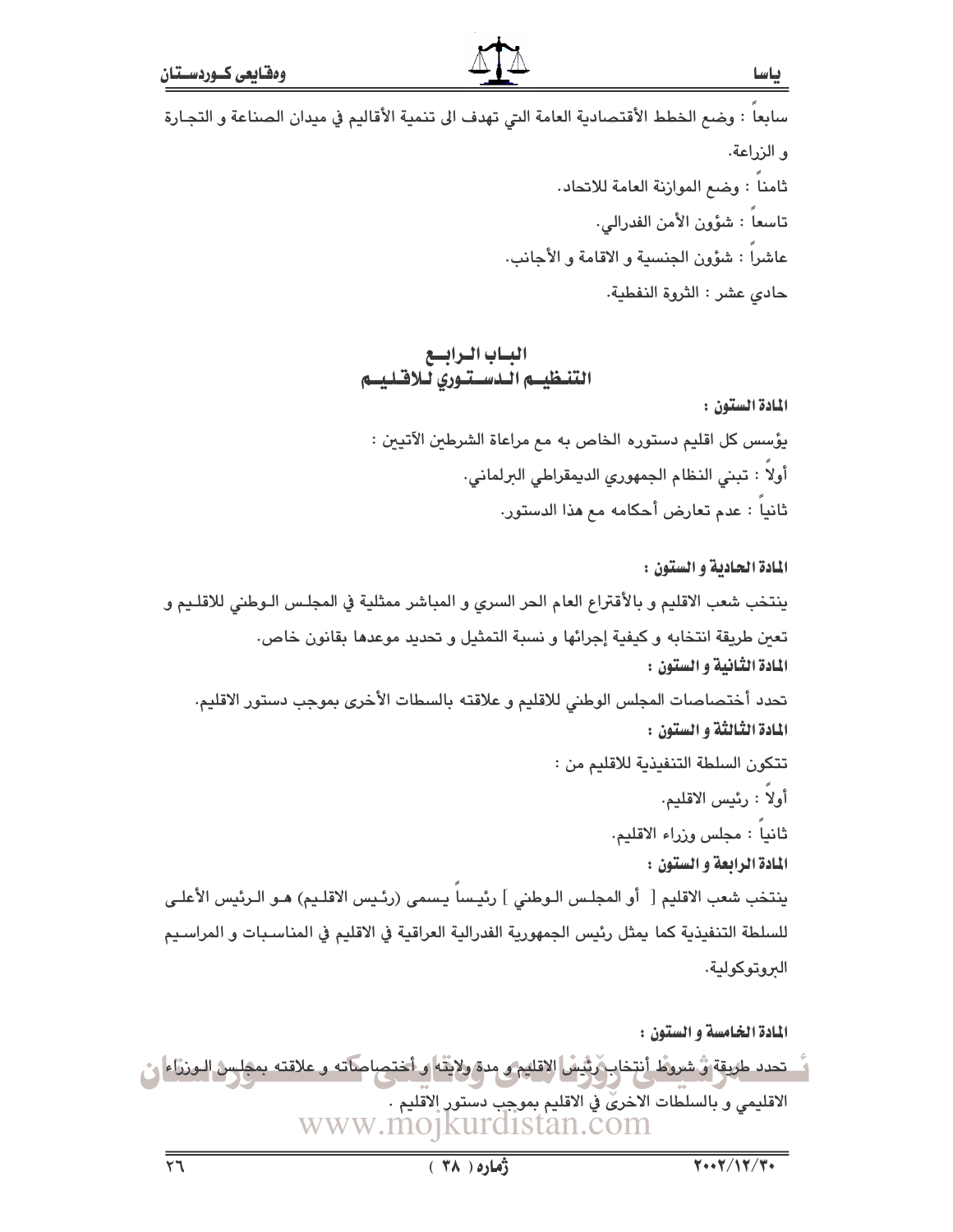سابعاً : وضع الخطط الأقتصادية العامة التي تهدف الى تنمية الأقاليم في ميدان الصناعة و التجارة و الزراعة.

ثامناً : وضع الموازنة العامة للاتحاد.

تاسعاً : شؤون الأمن الفدرالي.

عاشراً : شؤون الجنسية و الاقامة و الأجانب.

حادي عشر : الثروة النفطية.

## الباب الرابع
## التنظيم الدستوري للاقليم

**المادة الستون :**

يؤسس كل اقليم دستوره الخاص به مع مراعاة الشرطين الآتيين :

أولاً : تبني النظام الجمهوري الديمقراطي البرلماني.

ثانياً : عدم تعارض أحكامه مع هذا الدستور.

**المادة الحادية و الستون :**

ينتخب شعب الاقليم و بالأقتراع العام الحر السري و المباشر ممثلية في المجلس الوطني للاقليم و تعين طريقة انتخابه و كيفية إجرائها و نسبة التمثيل و تحديد موعدها بقانون خاص.

**المادة الثانية و الستون :**

تحدد أختصاصات المجلس الوطني للاقليم و علاقته بالسطات الأخرى بموجب دستور الاقليم.

**المادة الثالثة و الستون :**

تتكون السلطة التنفيذية للاقليم من :

أولاً : رئيس الاقليم.

ثانياً : مجلس وزراء الاقليم.

**المادة الرابعة و الستون :**

ينتخب شعب الاقليم [ أو المجلس الوطني ] رئيساً يسمى (رئيس الاقليم) هو الرئيس الأعلى للسلطة التنفيذية كما يمثل رئيس الجمهورية الفدرالية العراقية في الاقليم في المناسبات و المراسيم البروتوكولية.

**المادة الخامسة و الستون :**

تحدد طريقة و شروط أنتخاب رئيس الاقليم و مدة ولايته و أختصاصاته و علاقته بمجلس الوزراء الاقليمي و بالسلطات الاخرى في الاقليم بموجب دستور الاقليم .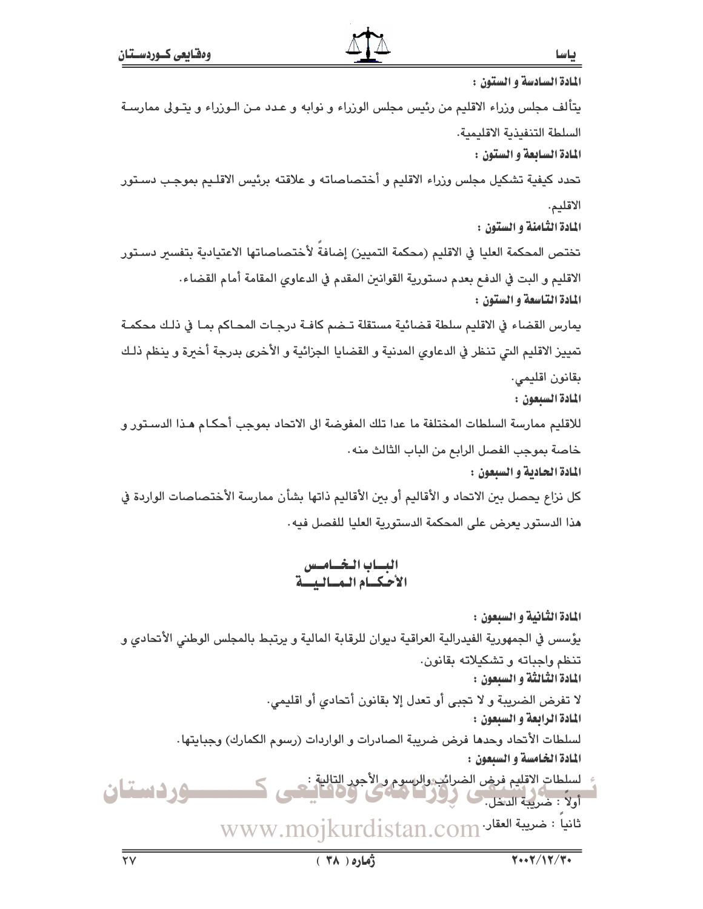**المادة السادسة و الستون :**

يتألف مجلس وزراء الاقليم من رئيس مجلس الوزراء و نوابه و عدد من الوزراء و يتولى ممارسة السلطة التنفيذية الاقليمية.

**المادة السابعة و الستون :**

تحدد كيفية تشكيل مجلس وزراء الاقليم و أختصاصاته و علاقته برئيس الاقليم بموجب دستور الاقليم.

**المادة الثامنة و الستون :**

تختص المحكمة العليا في الاقليم (محكمة التمييز) إضافةً لأختصاصاتها الاعتيادية بتفسير دستور الاقليم و البت في الدفع بعدم دستورية القوانين المقدم في الدعاوي المقامة أمام القضاء.

**المادة التاسعة و الستون :**

يمارس القضاء في الاقليم سلطة قضائية مستقلة تضم كافة درجات المحاكم بما في ذلك محكمة تمييز الاقليم التي تنظر في الدعاوي المدنية و القضايا الجزائية و الأخرى بدرجة أخيرة و ينظم ذلك بقانون اقليمي.

**المادة السبعون :**

للاقليم ممارسة السلطات المختلفة ما عدا تلك المفوضة الى الاتحاد بموجب أحكام هذا الدستور و خاصة بموجب الفصل الرابع من الباب الثالث منه.

**المادة الحادية و السبعون :**

كل نزاع يحصل بين الاتحاد و الأقاليم أو بين الأقاليم ذاتها بشأن ممارسة الأختصاصات الواردة في هذا الدستور يعرض على المحكمة الدستورية العليا للفصل فيه.

## الباب الخامس
## الأحكام المالية

**المادة الثانية و السبعون :**

يؤسس في الجمهورية الفيدرالية العراقية ديوان للرقابة المالية و يرتبط بالمجلس الوطني الأتحادي و تنظم واجباته و تشكيلاته بقانون.

**المادة الثالثة و السبعون :**

لا تفرض الضريبة و لا تجبى أو تعدل إلا بقانون أتحادي أو اقليمي.

**المادة الرابعة و السبعون :**

لسلطات الأتحاد وحدها فرض ضريبة الصادرات و الواردات (رسوم الكمارك) وجبايتها.

**المادة الخامسة و السبعون :**

لسلطات الاقليم فرض الضرائب والرسوم و الأجور التالية :

أولاً : ضريبة الدخل.

ثانياً : ضريبة العقار.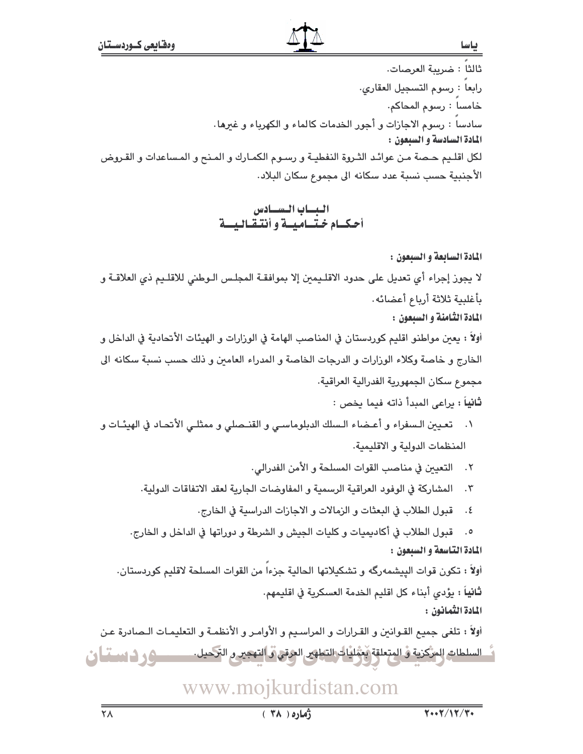ثالثاً : ضريبة العرصات.

رابعاً : رسوم التسجيل العقاري.

خامساً : رسوم المحاكم.

سادساً : رسوم الاجازات و أجور الخدمات كالماء و الكهرباء و غيرها.

**المادة السادسة و السبعون :**

لكل اقليم حصة من عوائد الثروة النفطية و رسوم الكمارك و المنح و المساعدات و القروض الأجنبية حسب نسبة عدد سكانه الى مجموع سكان البلاد.

## الباب السادس
## أحكام ختامية و أنتقالية

**المادة السابعة و السبعون :**

لا يجوز إجراء أي تعديل على حدود الاقليمين إلا بموافقة المجلس الوطني للاقليم ذي العلاقة و بأغلبية ثلاثة أرباع أعضائه.

**المادة الثامنة و السبعون :**

**أولاً :** يعين مواطنو اقليم كوردستان في المناصب الهامة في الوزارات و الهيئات الأتحادية في الداخل و الخارج و خاصة وكلاء الوزارات و الدرجات الخاصة و المدراء العامين و ذلك حسب نسبة سكانه الى مجموع سكان الجمهورية الفدرالية العراقية.

**ثانياً :** يراعى المبدأ ذاته فيما يخص :

١. تعيين السفراء و أعضاء السلك الدبلوماسي و القنصلي و ممثلي الأتحاد في الهيئات و المنظمات الدولية و الاقليمية.
٢. التعيين في مناصب القوات المسلحة و الأمن الفدرالي.
٣. المشاركة في الوفود العراقية الرسمية و المفاوضات الجارية لعقد الاتفاقات الدولية.
٤. قبول الطلاب في البعثات و الزمالات و الاجازات الدراسية في الخارج.
٥. قبول الطلاب في أكاديميات و كليات الجيش و الشرطة و دوراتها في الداخل و الخارج.

**المادة التاسعة و السبعون :**

**أولاً :** تكون قوات البيشمەرگە و تشكيلاتها الحالية جزءاً من القوات المسلحة لاقليم كوردستان.

**ثانياً :** يؤدي أبناء كل اقليم الخدمة العسكرية في اقليمهم.

**المادة الثمانون :**

**أولاً :** تلغى جميع القوانين و القرارات و المراسيم و الأوامر و الأنظمة و التعليمات الصادرة عن السلطات المركزية و المتعلقة بعمليات التطهير العرقي و التهجير و الترحيل.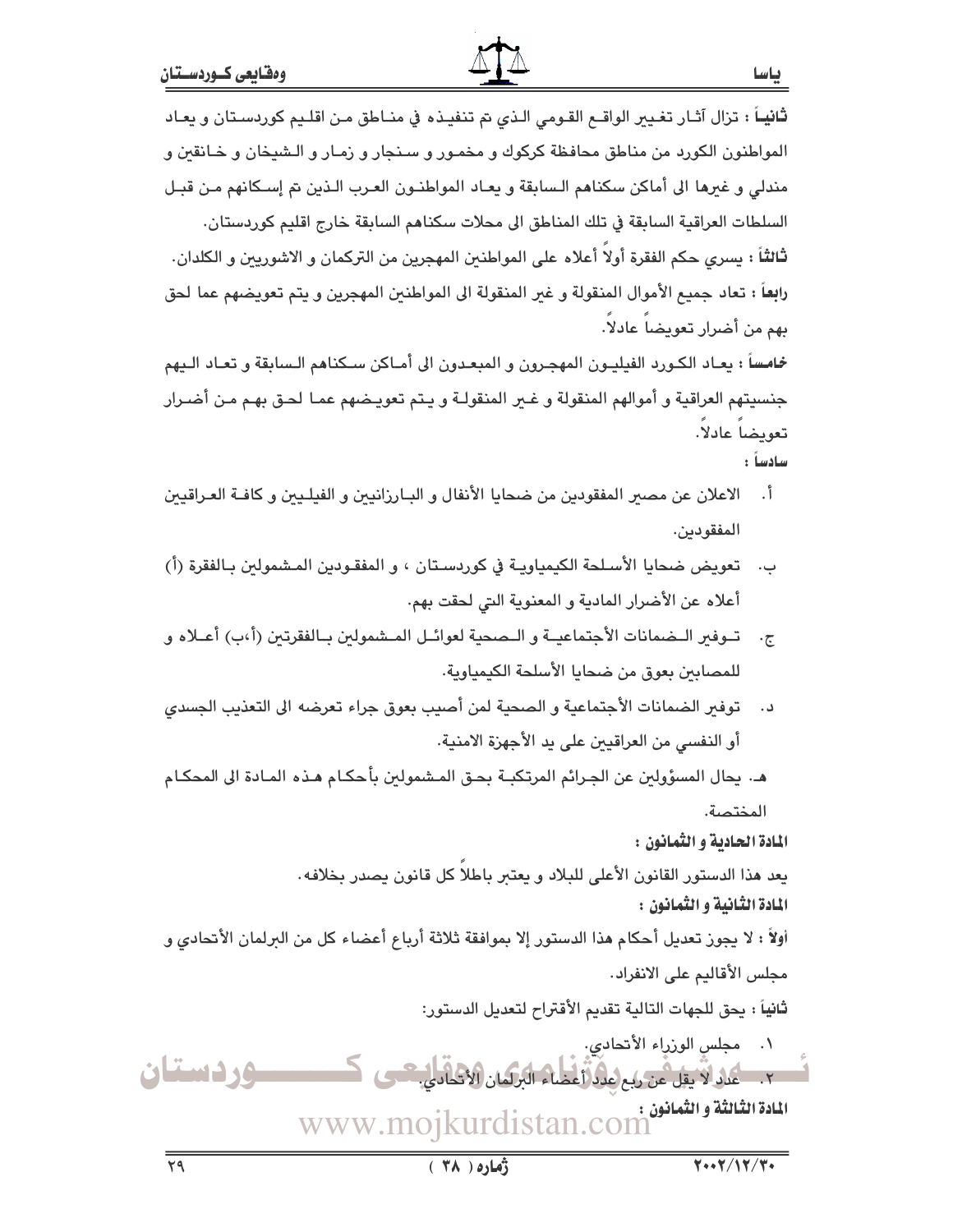**ثانياً** : تزال آثار تغيير الواقع القومي الذي تم تنفيذه في مناطق من اقليم كوردستان و يعاد المواطنون الكورد من مناطق محافظة كركوك و مخمور و سنجار و زمار و الشيخان و خانقين و مندلي و غيرها الى أماكن سكناهم السابقة و يعاد المواطنون العرب الذين تم إسكانهم من قبل السلطات العراقية السابقة في تلك المناطق الى محلات سكناهم السابقة خارج اقليم كوردستان.

**ثالثاً** : يسري حكم الفقرة أولاً أعلاه على المواطنين المهجرين من التركمان و الاشوريين و الكلدان.

**رابعاً** : تعاد جميع الأموال المنقولة و غير المنقولة الى المواطنين المهجرين و يتم تعويضهم عما لحق بهم من أضرار تعويضاً عادلاً.

**خامساً** : يعاد الكورد الفيليون المهجرون و المبعدون الى أماكن سكناهم السابقة و تعاد اليهم جنسيتهم العراقية و أموالهم المنقولة و غير المنقولة و يتم تعويضهم عما لحق بهم من أضرار تعويضاً عادلاً.

**سادساً** :

أ. الاعلان عن مصير المفقودين من ضحايا الأنفال و البارزانيين و الفيليين و كافة العراقيين المفقودين.

ب. تعويض ضحايا الأسلحة الكيمياوية في كوردستان ، و المفقودين المشمولين بالفقرة (أ) أعلاه عن الأضرار المادية و المعنوية التي لحقت بهم.

ج. توفير الضمانات الأجتماعية و الصحية لعوائل المشمولين بالفقرتين (أ،ب) أعلاه و للمصابين بعوق من ضحايا الأسلحة الكيمياوية.

د. توفير الضمانات الأجتماعية و الصحية لمن أصيب بعوق جراء تعرضه الى التعذيب الجسدي أو النفسي من العراقيين على يد الأجهزة الامنية.

هـ. يحال المسؤولين عن الجرائم المرتكبة بحق المشمولين بأحكام هذه المادة الى المحاكم المختصة.

**المادة الحادية و الثمانون** :

يعد هذا الدستور القانون الأعلى للبلاد و يعتبر باطلاً كل قانون يصدر بخلافه.

**المادة الثانية و الثمانون** :

**أولاً** : لا يجوز تعديل أحكام هذا الدستور إلا بموافقة ثلاثة أرباع أعضاء كل من البرلمان الأتحادي و مجلس الأقاليم على الانفراد.

**ثانياً** : يحق للجهات التالية تقديم الأقتراح لتعديل الدستور:

١. مجلس الوزراء الأتحادي.

٢. عدد لا يقل عن ربع عدد أعضاء البرلمان الأتحادي.

**المادة الثالثة و الثمانون** :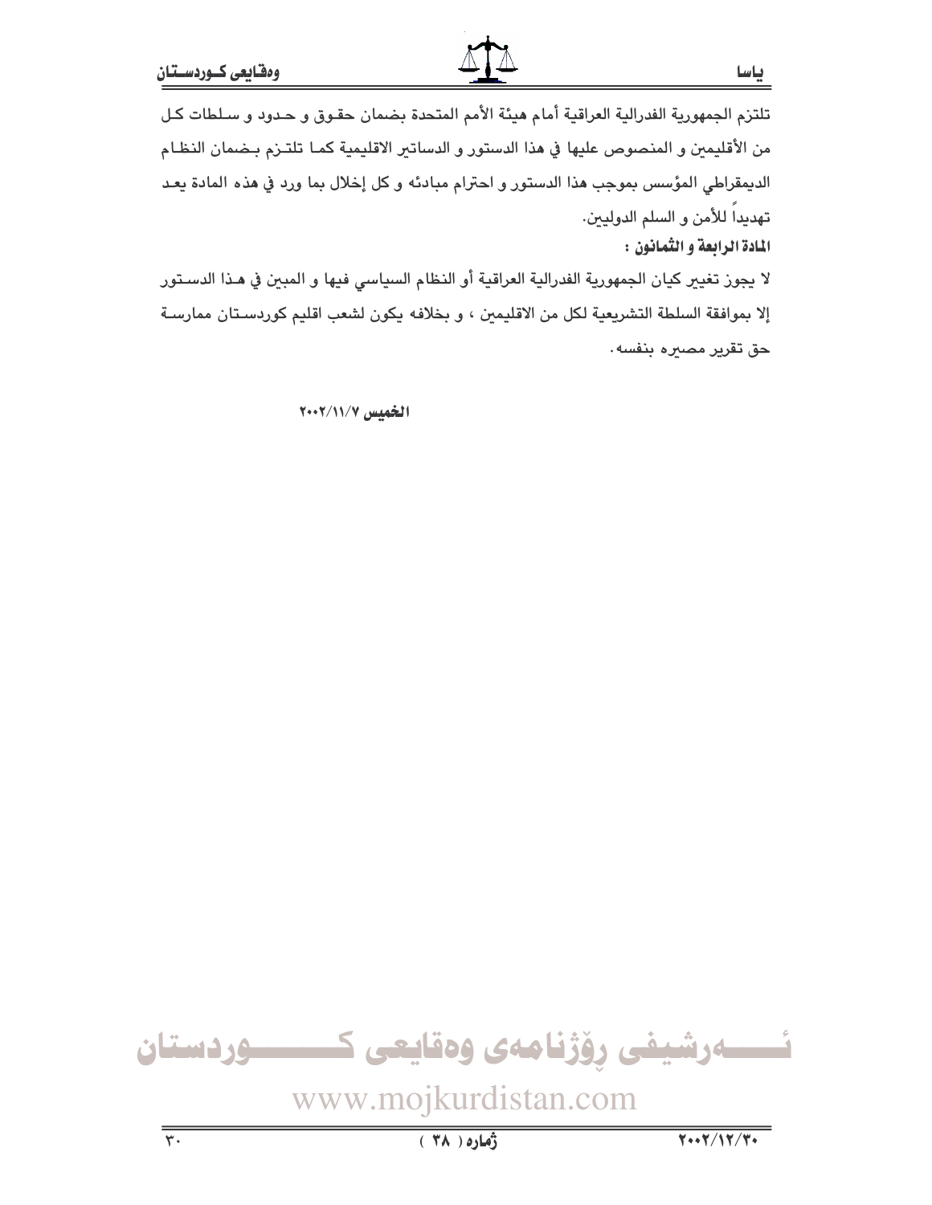تلتزم الجمهورية الفدرالية العراقية أمام هيئة الأمم المتحدة بضمان حقوق و حدود و سلطات كل من الأقليمين و المنصوص عليها في هذا الدستور و الدساتير الاقليمية كما تلتزم بضمان النظام الديمقراطي المؤسس بموجب هذا الدستور و احترام مبادئه و كل إخلال بما ورد في هذه المادة يعد تهديداً للأمن و السلم الدوليين.

**المادة الرابعة و الثمانون :**

لا يجوز تغيير كيان الجمهورية الفدرالية العراقية أو النظام السياسي فيها و المبين في هذا الدستور إلا بموافقة السلطة التشريعية لكل من الاقليمين ، و بخلافه يكون لشعب اقليم كوردستان ممارسة حق تقرير مصيره بنفسه.

**الخميس ٢٠٠٢/١١/٧**